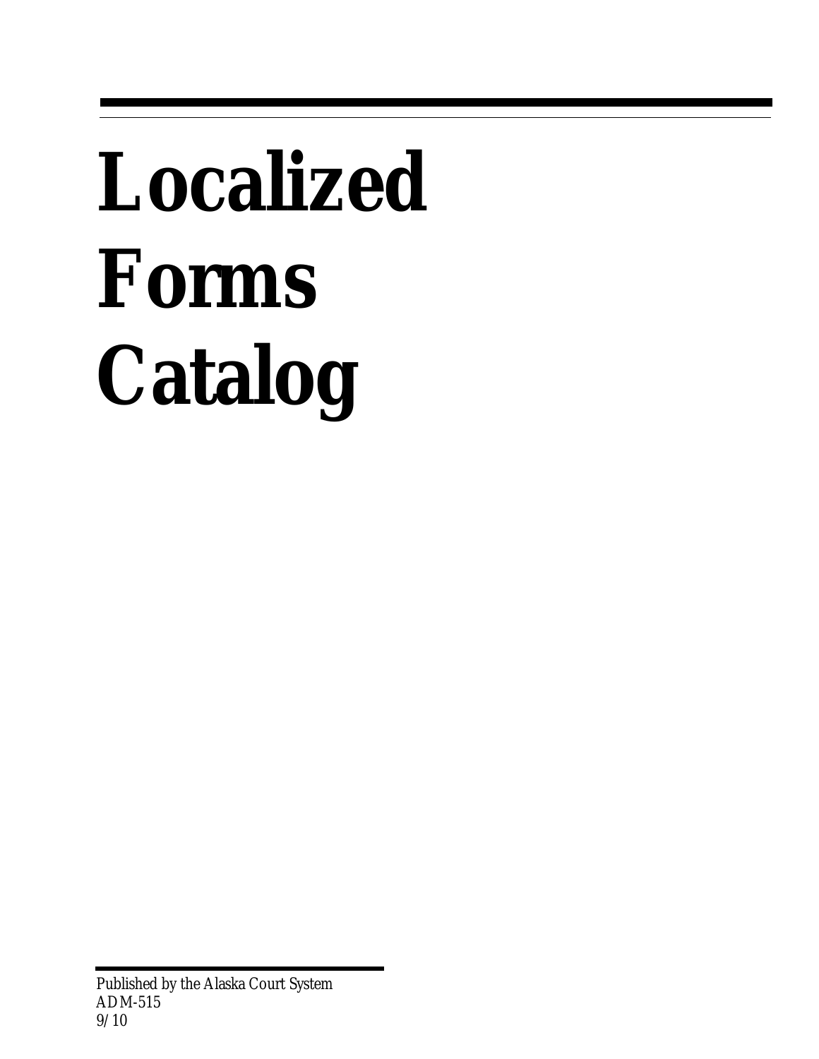# Localized Forms Catalog

*Published by the Alaska Court System*
*ADM-515*
*9/10*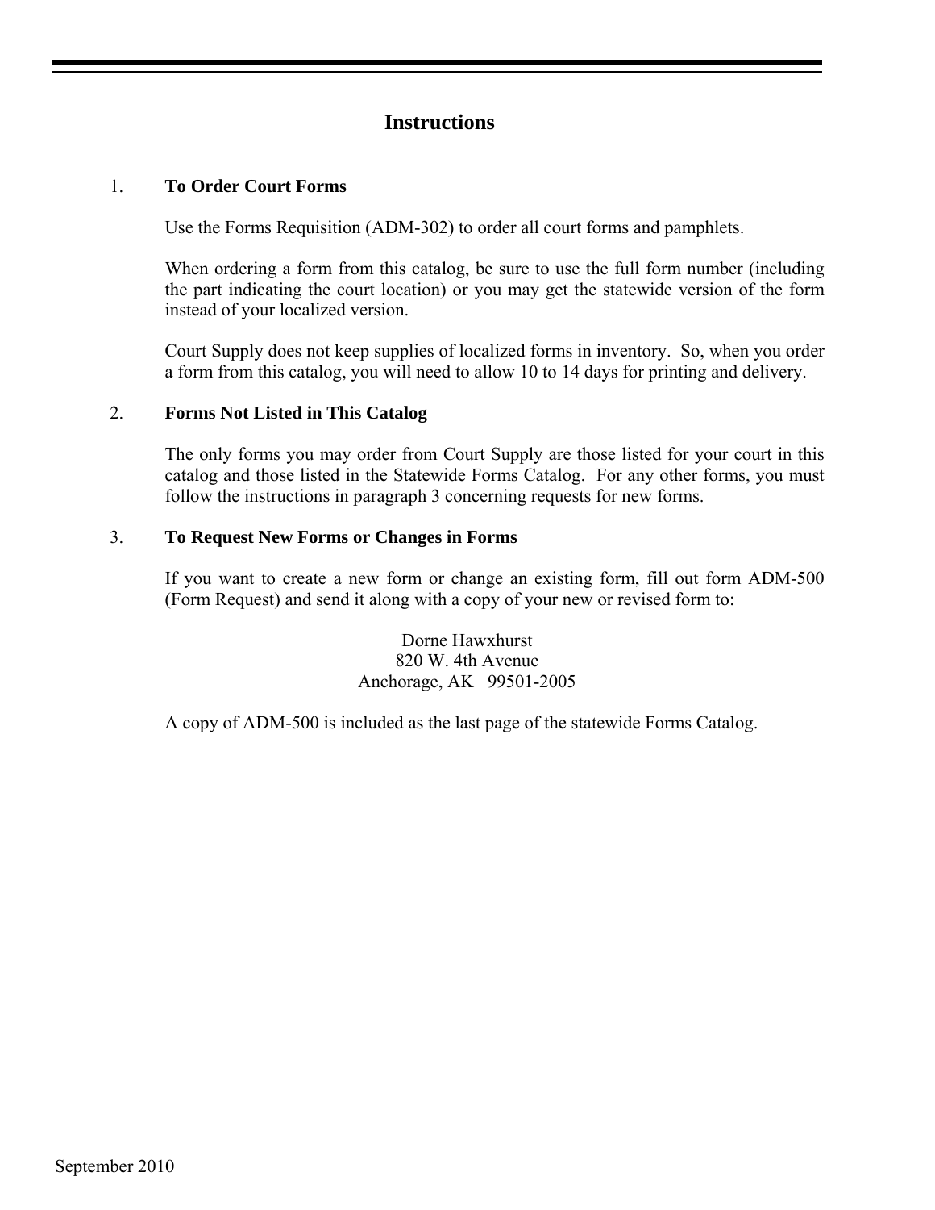# Instructions

1. **To Order Court Forms**

   Use the Forms Requisition (ADM-302) to order all court forms and pamphlets.

   When ordering a form from this catalog, be sure to use the full form number (including the part indicating the court location) or you may get the statewide version of the form instead of your localized version.

   Court Supply does not keep supplies of localized forms in inventory. So, when you order a form from this catalog, you will need to allow 10 to 14 days for printing and delivery.

2. **Forms Not Listed in This Catalog**

   The only forms you may order from Court Supply are those listed for your court in this catalog and those listed in the Statewide Forms Catalog. For any other forms, you must follow the instructions in paragraph 3 concerning requests for new forms.

3. **To Request New Forms or Changes in Forms**

   If you want to create a new form or change an existing form, fill out form ADM-500 (Form Request) and send it along with a copy of your new or revised form to:

   Dorne Hawxhurst  
   820 W. 4th Avenue  
   Anchorage, AK 99501-2005

   A copy of ADM-500 is included as the last page of the statewide Forms Catalog.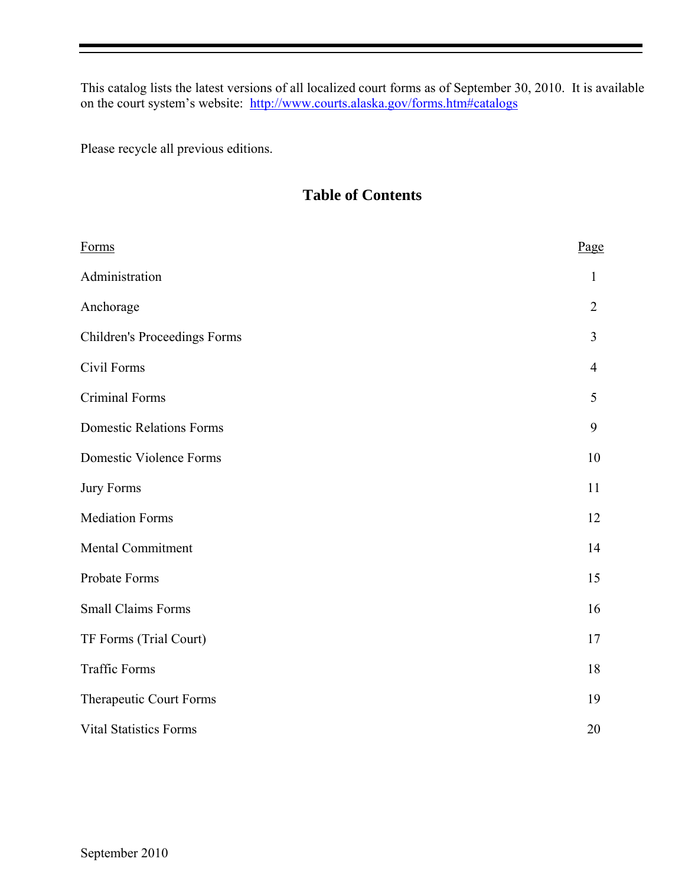This catalog lists the latest versions of all localized court forms as of September 30, 2010. It is available on the court system's website: [http://www.courts.alaska.gov/forms.htm#catalogs](http://www.courts.alaska.gov/forms.htm#catalogs)

Please recycle all previous editions.

## Table of Contents

| Forms | Page |
|---|---|
| Administration | 1 |
| Anchorage | 2 |
| Children's Proceedings Forms | 3 |
| Civil Forms | 4 |
| Criminal Forms | 5 |
| Domestic Relations Forms | 9 |
| Domestic Violence Forms | 10 |
| Jury Forms | 11 |
| Mediation Forms | 12 |
| Mental Commitment | 14 |
| Probate Forms | 15 |
| Small Claims Forms | 16 |
| TF Forms (Trial Court) | 17 |
| Traffic Forms | 18 |
| Therapeutic Court Forms | 19 |
| Vital Statistics Forms | 20 |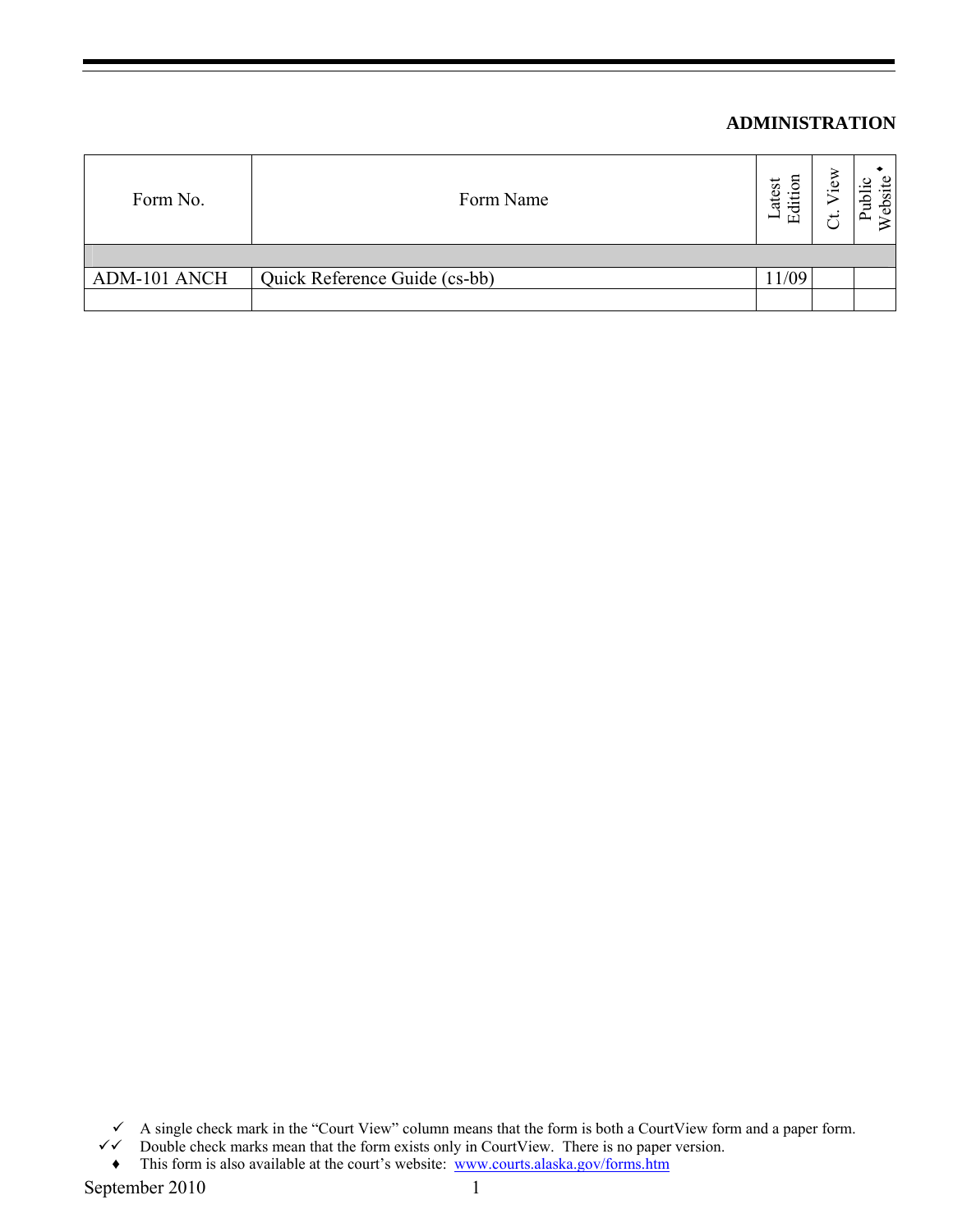## ADMINISTRATION

| Form No. | Form Name | Latest Edition | Ct. View | Public Website ♦ |
|---|---|---|---|---|
| | | | | |
| ADM-101 ANCH | Quick Reference Guide (cs-bb) | 11/09 | | |
| | | | | |

✓ A single check mark in the "Court View" column means that the form is both a CourtView form and a paper form.
✓✓ Double check marks mean that the form exists only in CourtView. There is no paper version.
♦ This form is also available at the court's website: www.courts.alaska.gov/forms.htm

September 2010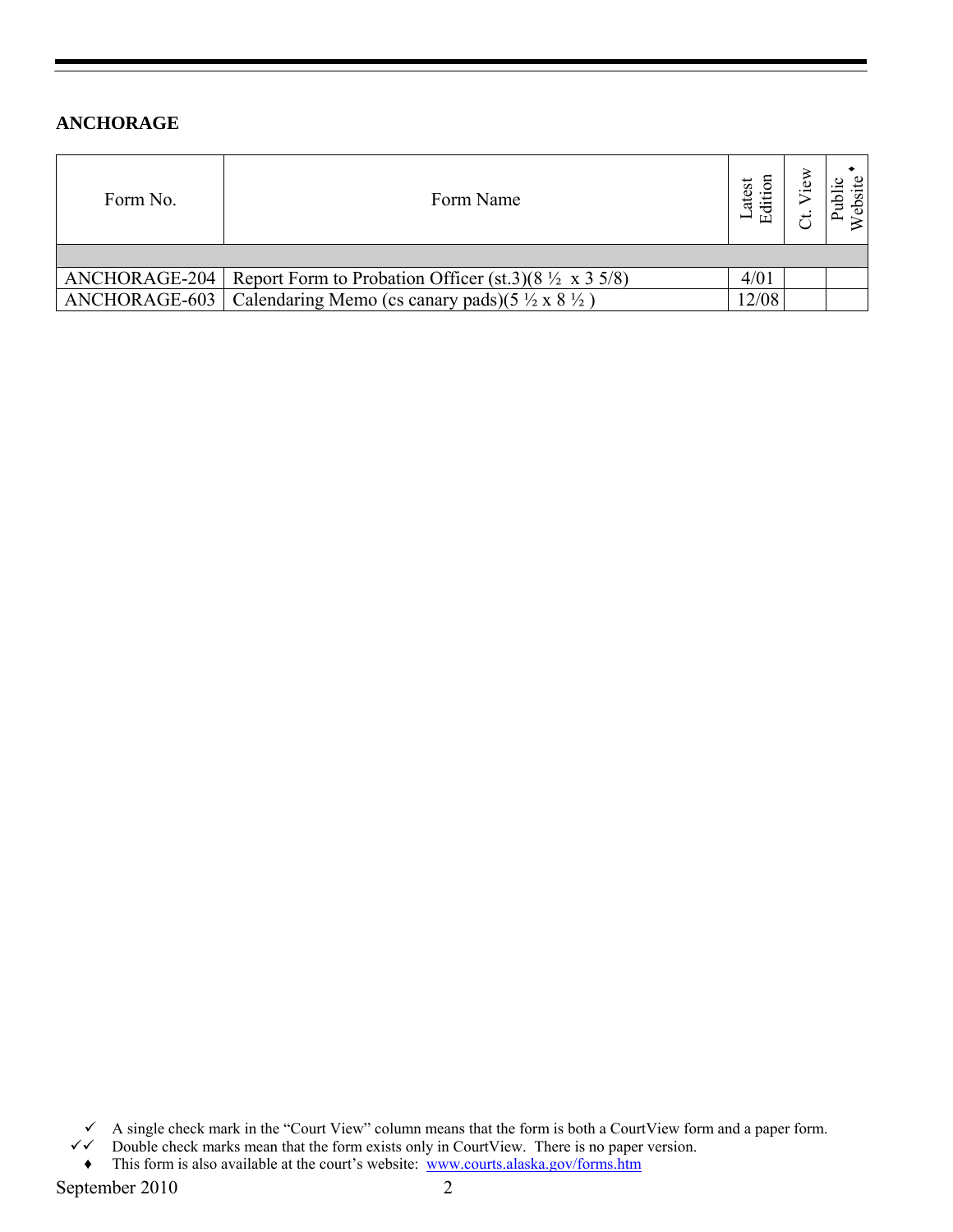## ANCHORAGE

| Form No. | Form Name | Latest Edition | Ct. View | Public Website ♦ |
|---|---|---|---|---|
| | | | | |
| ANCHORAGE-204 | Report Form to Probation Officer (st.3)(8 ½ x 3 5/8) | 4/01 | | |
| ANCHORAGE-603 | Calendaring Memo (cs canary pads)(5 ½ x 8 ½ ) | 12/08 | | |

✓ A single check mark in the "Court View" column means that the form is both a CourtView form and a paper form.
✓✓ Double check marks mean that the form exists only in CourtView. There is no paper version.
♦ This form is also available at the court's website: www.courts.alaska.gov/forms.htm

September 2010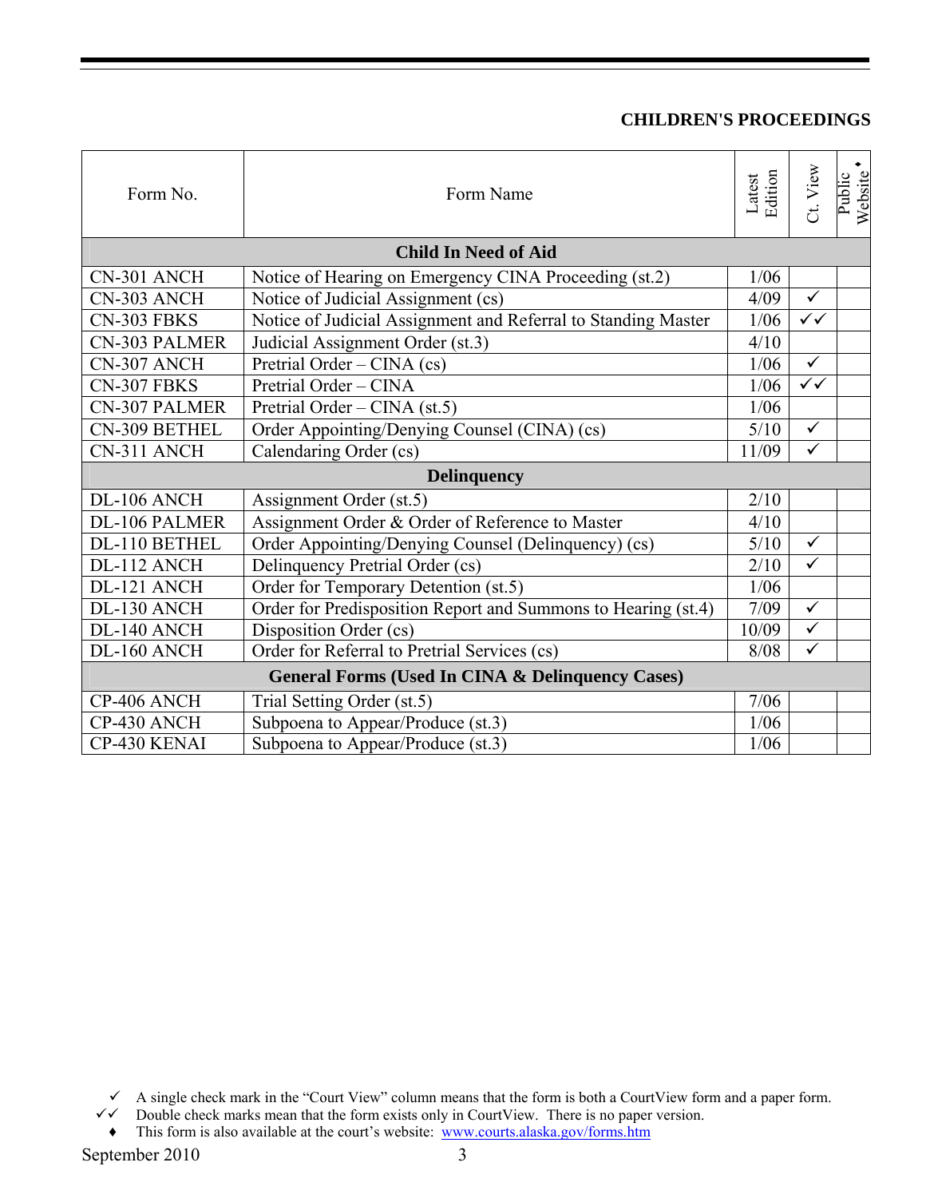## CHILDREN'S PROCEEDINGS

| Form No. | Form Name | Latest Edition | Ct. View | Public Website ♦ |
|---|---|---|---|---|
| **Child In Need of Aid** | | | | |
| CN-301 ANCH | Notice of Hearing on Emergency CINA Proceeding (st.2) | 1/06 | | |
| CN-303 ANCH | Notice of Judicial Assignment (cs) | 4/09 | ✓ | |
| CN-303 FBKS | Notice of Judicial Assignment and Referral to Standing Master | 1/06 | ✓✓ | |
| CN-303 PALMER | Judicial Assignment Order (st.3) | 4/10 | | |
| CN-307 ANCH | Pretrial Order – CINA (cs) | 1/06 | ✓ | |
| CN-307 FBKS | Pretrial Order – CINA | 1/06 | ✓✓ | |
| CN-307 PALMER | Pretrial Order – CINA (st.5) | 1/06 | | |
| CN-309 BETHEL | Order Appointing/Denying Counsel (CINA) (cs) | 5/10 | ✓ | |
| CN-311 ANCH | Calendaring Order (cs) | 11/09 | ✓ | |
| **Delinquency** | | | | |
| DL-106 ANCH | Assignment Order (st.5) | 2/10 | | |
| DL-106 PALMER | Assignment Order & Order of Reference to Master | 4/10 | | |
| DL-110 BETHEL | Order Appointing/Denying Counsel (Delinquency) (cs) | 5/10 | ✓ | |
| DL-112 ANCH | Delinquency Pretrial Order (cs) | 2/10 | ✓ | |
| DL-121 ANCH | Order for Temporary Detention (st.5) | 1/06 | | |
| DL-130 ANCH | Order for Predisposition Report and Summons to Hearing (st.4) | 7/09 | ✓ | |
| DL-140 ANCH | Disposition Order (cs) | 10/09 | ✓ | |
| DL-160 ANCH | Order for Referral to Pretrial Services (cs) | 8/08 | ✓ | |
| **General Forms (Used In CINA & Delinquency Cases)** | | | | |
| CP-406 ANCH | Trial Setting Order (st.5) | 7/06 | | |
| CP-430 ANCH | Subpoena to Appear/Produce (st.3) | 1/06 | | |
| CP-430 KENAI | Subpoena to Appear/Produce (st.3) | 1/06 | | |

✓ A single check mark in the "Court View" column means that the form is both a CourtView form and a paper form.
✓✓ Double check marks mean that the form exists only in CourtView. There is no paper version.
♦ This form is also available at the court's website: www.courts.alaska.gov/forms.htm

September 2010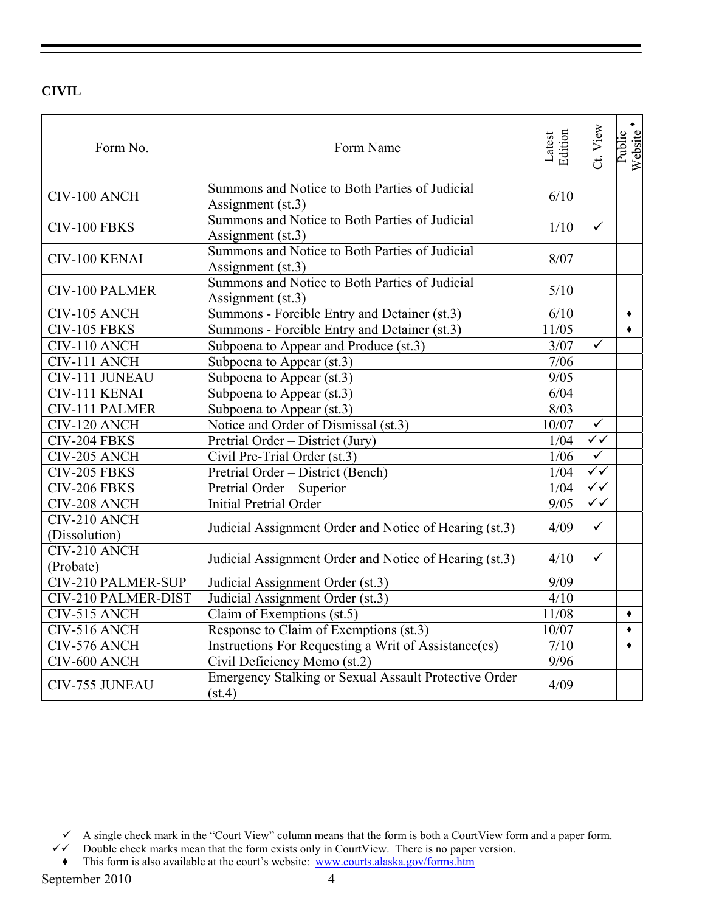## CIVIL

| Form No. | Form Name | Latest Edition | Ct. View | Public Website ♦ |
|---|---|---|---|---|
| CIV-100 ANCH | Summons and Notice to Both Parties of Judicial Assignment (st.3) | 6/10 | | |
| CIV-100 FBKS | Summons and Notice to Both Parties of Judicial Assignment (st.3) | 1/10 | ✓ | |
| CIV-100 KENAI | Summons and Notice to Both Parties of Judicial Assignment (st.3) | 8/07 | | |
| CIV-100 PALMER | Summons and Notice to Both Parties of Judicial Assignment (st.3) | 5/10 | | |
| CIV-105 ANCH | Summons - Forcible Entry and Detainer (st.3) | 6/10 | | ♦ |
| CIV-105 FBKS | Summons - Forcible Entry and Detainer (st.3) | 11/05 | | ♦ |
| CIV-110 ANCH | Subpoena to Appear and Produce (st.3) | 3/07 | ✓ | |
| CIV-111 ANCH | Subpoena to Appear (st.3) | 7/06 | | |
| CIV-111 JUNEAU | Subpoena to Appear (st.3) | 9/05 | | |
| CIV-111 KENAI | Subpoena to Appear (st.3) | 6/04 | | |
| CIV-111 PALMER | Subpoena to Appear (st.3) | 8/03 | | |
| CIV-120 ANCH | Notice and Order of Dismissal (st.3) | 10/07 | ✓ | |
| CIV-204 FBKS | Pretrial Order – District (Jury) | 1/04 | ✓✓ | |
| CIV-205 ANCH | Civil Pre-Trial Order (st.3) | 1/06 | ✓ | |
| CIV-205 FBKS | Pretrial Order – District (Bench) | 1/04 | ✓✓ | |
| CIV-206 FBKS | Pretrial Order – Superior | 1/04 | ✓✓ | |
| CIV-208 ANCH | Initial Pretrial Order | 9/05 | ✓✓ | |
| CIV-210 ANCH (Dissolution) | Judicial Assignment Order and Notice of Hearing (st.3) | 4/09 | ✓ | |
| CIV-210 ANCH (Probate) | Judicial Assignment Order and Notice of Hearing (st.3) | 4/10 | ✓ | |
| CIV-210 PALMER-SUP | Judicial Assignment Order (st.3) | 9/09 | | |
| CIV-210 PALMER-DIST | Judicial Assignment Order (st.3) | 4/10 | | |
| CIV-515 ANCH | Claim of Exemptions (st.5) | 11/08 | | ♦ |
| CIV-516 ANCH | Response to Claim of Exemptions (st.3) | 10/07 | | ♦ |
| CIV-576 ANCH | Instructions For Requesting a Writ of Assistance(cs) | 7/10 | | ♦ |
| CIV-600 ANCH | Civil Deficiency Memo (st.2) | 9/96 | | |
| CIV-755 JUNEAU | Emergency Stalking or Sexual Assault Protective Order (st.4) | 4/09 | | |

✓ A single check mark in the "Court View" column means that the form is both a CourtView form and a paper form.
✓✓ Double check marks mean that the form exists only in CourtView. There is no paper version.
♦ This form is also available at the court's website: www.courts.alaska.gov/forms.htm

September 2010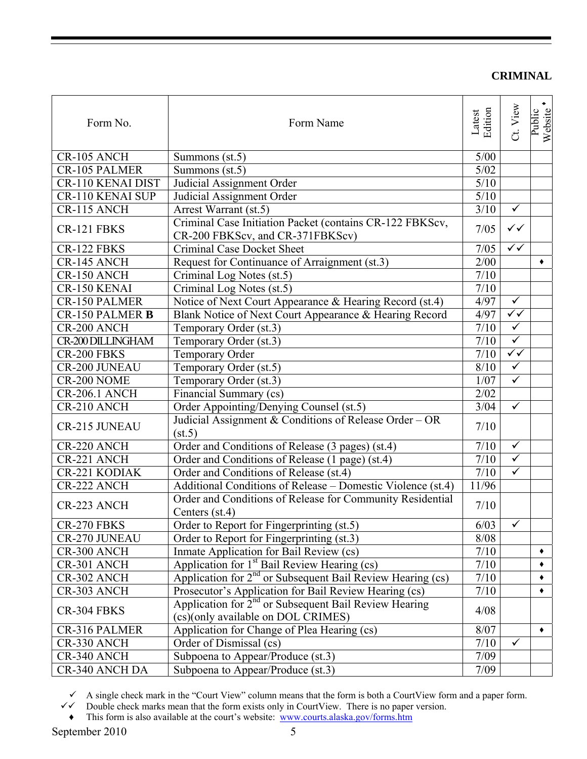**CRIMINAL**

| Form No. | Form Name | Latest Edition | Ct. View | Public Website ♦ |
|---|---|---|---|---|
| CR-105 ANCH | Summons (st.5) | 5/00 | | |
| CR-105 PALMER | Summons (st.5) | 5/02 | | |
| CR-110 KENAI DIST | Judicial Assignment Order | 5/10 | | |
| CR-110 KENAI SUP | Judicial Assignment Order | 5/10 | | |
| CR-115 ANCH | Arrest Warrant (st.5) | 3/10 | ✓ | |
| CR-121 FBKS | Criminal Case Initiation Packet (contains CR-122 FBKScv, CR-200 FBKScv, and CR-371FBKScv) | 7/05 | ✓✓ | |
| CR-122 FBKS | Criminal Case Docket Sheet | 7/05 | ✓✓ | |
| CR-145 ANCH | Request for Continuance of Arraignment (st.3) | 2/00 | | ♦ |
| CR-150 ANCH | Criminal Log Notes (st.5) | 7/10 | | |
| CR-150 KENAI | Criminal Log Notes (st.5) | 7/10 | | |
| CR-150 PALMER | Notice of Next Court Appearance & Hearing Record (st.4) | 4/97 | ✓ | |
| CR-150 PALMER **B** | Blank Notice of Next Court Appearance & Hearing Record | 4/97 | ✓✓ | |
| CR-200 ANCH | Temporary Order (st.3) | 7/10 | ✓ | |
| CR-200 DILLINGHAM | Temporary Order (st.3) | 7/10 | ✓ | |
| CR-200 FBKS | Temporary Order | 7/10 | ✓✓ | |
| CR-200 JUNEAU | Temporary Order (st.5) | 8/10 | ✓ | |
| CR-200 NOME | Temporary Order (st.3) | 1/07 | ✓ | |
| CR-206.1 ANCH | Financial Summary (cs) | 2/02 | | |
| CR-210 ANCH | Order Appointing/Denying Counsel (st.5) | 3/04 | ✓ | |
| CR-215 JUNEAU | Judicial Assignment & Conditions of Release Order – OR (st.5) | 7/10 | | |
| CR-220 ANCH | Order and Conditions of Release (3 pages) (st.4) | 7/10 | ✓ | |
| CR-221 ANCH | Order and Conditions of Release (1 page) (st.4) | 7/10 | ✓ | |
| CR-221 KODIAK | Order and Conditions of Release (st.4) | 7/10 | ✓ | |
| CR-222 ANCH | Additional Conditions of Release – Domestic Violence (st.4) | 11/96 | | |
| CR-223 ANCH | Order and Conditions of Release for Community Residential Centers (st.4) | 7/10 | | |
| CR-270 FBKS | Order to Report for Fingerprinting (st.5) | 6/03 | ✓ | |
| CR-270 JUNEAU | Order to Report for Fingerprinting (st.3) | 8/08 | | |
| CR-300 ANCH | Inmate Application for Bail Review (cs) | 7/10 | | ♦ |
| CR-301 ANCH | Application for 1st Bail Review Hearing (cs) | 7/10 | | ♦ |
| CR-302 ANCH | Application for 2nd or Subsequent Bail Review Hearing (cs) | 7/10 | | ♦ |
| CR-303 ANCH | Prosecutor's Application for Bail Review Hearing (cs) | 7/10 | | ♦ |
| CR-304 FBKS | Application for 2nd or Subsequent Bail Review Hearing (cs)(only available on DOL CRIMES) | 4/08 | | |
| CR-316 PALMER | Application for Change of Plea Hearing (cs) | 8/07 | | ♦ |
| CR-330 ANCH | Order of Dismissal (cs) | 7/10 | ✓ | |
| CR-340 ANCH | Subpoena to Appear/Produce (st.3) | 7/09 | | |
| CR-340 ANCH DA | Subpoena to Appear/Produce (st.3) | 7/09 | | |

- ✓ A single check mark in the "Court View" column means that the form is both a CourtView form and a paper form.
- ✓✓ Double check marks mean that the form exists only in CourtView. There is no paper version.
- ♦ This form is also available at the court's website: www.courts.alaska.gov/forms.htm

September 2010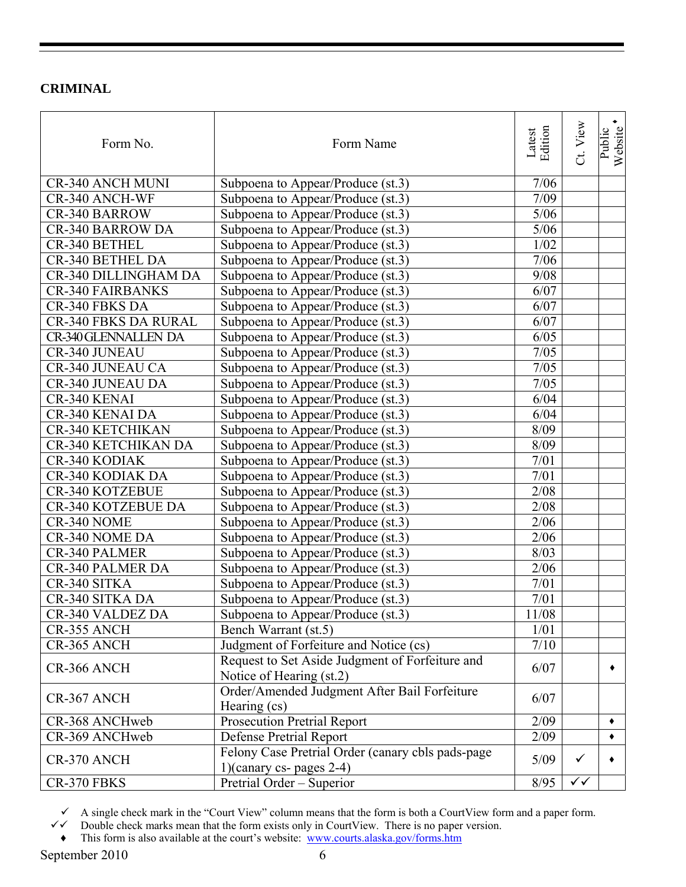**CRIMINAL**

| Form No. | Form Name | Latest Edition | Ct. View | Public Website ♦ |
|---|---|---|---|---|
| CR-340 ANCH MUNI | Subpoena to Appear/Produce (st.3) | 7/06 | | |
| CR-340 ANCH-WF | Subpoena to Appear/Produce (st.3) | 7/09 | | |
| CR-340 BARROW | Subpoena to Appear/Produce (st.3) | 5/06 | | |
| CR-340 BARROW DA | Subpoena to Appear/Produce (st.3) | 5/06 | | |
| CR-340 BETHEL | Subpoena to Appear/Produce (st.3) | 1/02 | | |
| CR-340 BETHEL DA | Subpoena to Appear/Produce (st.3) | 7/06 | | |
| CR-340 DILLINGHAM DA | Subpoena to Appear/Produce (st.3) | 9/08 | | |
| CR-340 FAIRBANKS | Subpoena to Appear/Produce (st.3) | 6/07 | | |
| CR-340 FBKS DA | Subpoena to Appear/Produce (st.3) | 6/07 | | |
| CR-340 FBKS DA RURAL | Subpoena to Appear/Produce (st.3) | 6/07 | | |
| CR-340 GLENNALLEN DA | Subpoena to Appear/Produce (st.3) | 6/05 | | |
| CR-340 JUNEAU | Subpoena to Appear/Produce (st.3) | 7/05 | | |
| CR-340 JUNEAU CA | Subpoena to Appear/Produce (st.3) | 7/05 | | |
| CR-340 JUNEAU DA | Subpoena to Appear/Produce (st.3) | 7/05 | | |
| CR-340 KENAI | Subpoena to Appear/Produce (st.3) | 6/04 | | |
| CR-340 KENAI DA | Subpoena to Appear/Produce (st.3) | 6/04 | | |
| CR-340 KETCHIKAN | Subpoena to Appear/Produce (st.3) | 8/09 | | |
| CR-340 KETCHIKAN DA | Subpoena to Appear/Produce (st.3) | 8/09 | | |
| CR-340 KODIAK | Subpoena to Appear/Produce (st.3) | 7/01 | | |
| CR-340 KODIAK DA | Subpoena to Appear/Produce (st.3) | 7/01 | | |
| CR-340 KOTZEBUE | Subpoena to Appear/Produce (st.3) | 2/08 | | |
| CR-340 KOTZEBUE DA | Subpoena to Appear/Produce (st.3) | 2/08 | | |
| CR-340 NOME | Subpoena to Appear/Produce (st.3) | 2/06 | | |
| CR-340 NOME DA | Subpoena to Appear/Produce (st.3) | 2/06 | | |
| CR-340 PALMER | Subpoena to Appear/Produce (st.3) | 8/03 | | |
| CR-340 PALMER DA | Subpoena to Appear/Produce (st.3) | 2/06 | | |
| CR-340 SITKA | Subpoena to Appear/Produce (st.3) | 7/01 | | |
| CR-340 SITKA DA | Subpoena to Appear/Produce (st.3) | 7/01 | | |
| CR-340 VALDEZ DA | Subpoena to Appear/Produce (st.3) | 11/08 | | |
| CR-355 ANCH | Bench Warrant (st.5) | 1/01 | | |
| CR-365 ANCH | Judgment of Forfeiture and Notice (cs) | 7/10 | | |
| CR-366 ANCH | Request to Set Aside Judgment of Forfeiture and Notice of Hearing (st.2) | 6/07 | | ♦ |
| CR-367 ANCH | Order/Amended Judgment After Bail Forfeiture Hearing (cs) | 6/07 | | |
| CR-368 ANCHweb | Prosecution Pretrial Report | 2/09 | | ♦ |
| CR-369 ANCHweb | Defense Pretrial Report | 2/09 | | ♦ |
| CR-370 ANCH | Felony Case Pretrial Order (canary cbls pads-page 1)(canary cs- pages 2-4) | 5/09 | ✓ | ♦ |
| CR-370 FBKS | Pretrial Order – Superior | 8/95 | ✓✓ | |

✓ A single check mark in the "Court View" column means that the form is both a CourtView form and a paper form.

✓✓ Double check marks mean that the form exists only in CourtView. There is no paper version.

♦ This form is also available at the court's website: www.courts.alaska.gov/forms.htm

September 2010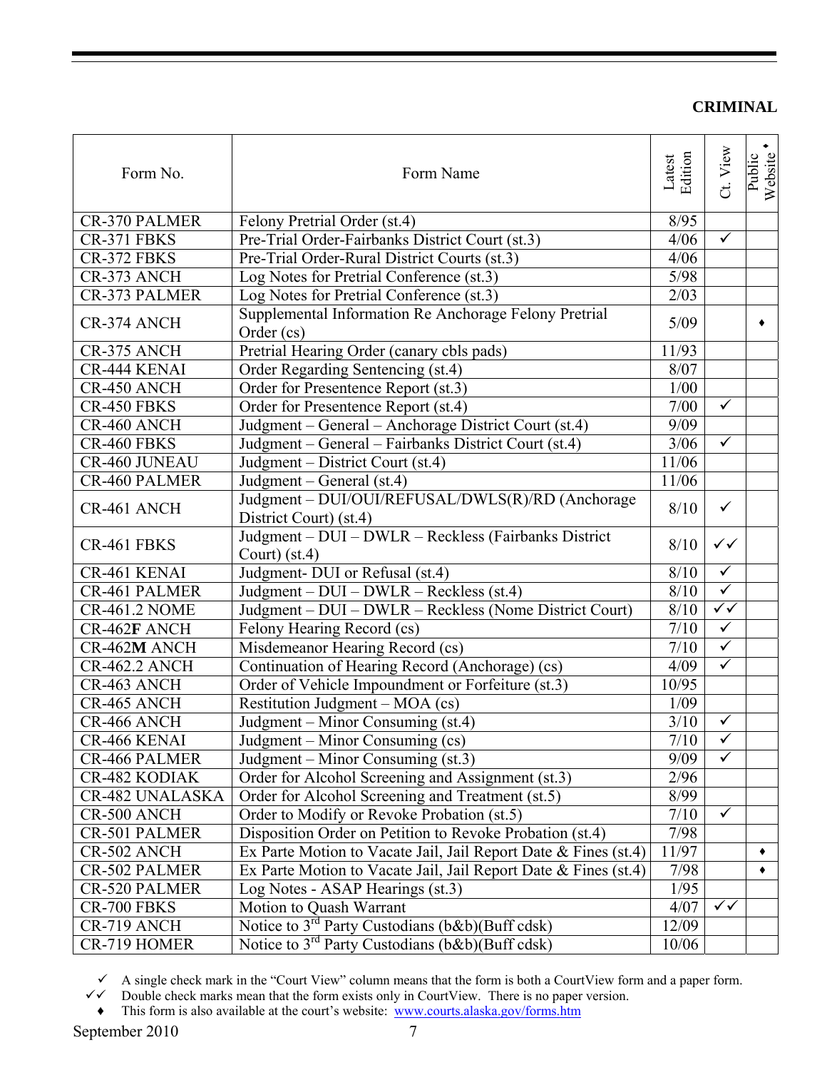## CRIMINAL

| Form No. | Form Name | Latest Edition | Ct. View | Public Website ♦ |
|---|---|---|---|---|
| CR-370 PALMER | Felony Pretrial Order (st.4) | 8/95 | | |
| CR-371 FBKS | Pre-Trial Order-Fairbanks District Court (st.3) | 4/06 | ✓ | |
| CR-372 FBKS | Pre-Trial Order-Rural District Courts (st.3) | 4/06 | | |
| CR-373 ANCH | Log Notes for Pretrial Conference (st.3) | 5/98 | | |
| CR-373 PALMER | Log Notes for Pretrial Conference (st.3) | 2/03 | | |
| CR-374 ANCH | Supplemental Information Re Anchorage Felony Pretrial Order (cs) | 5/09 | | ♦ |
| CR-375 ANCH | Pretrial Hearing Order (canary cbls pads) | 11/93 | | |
| CR-444 KENAI | Order Regarding Sentencing (st.4) | 8/07 | | |
| CR-450 ANCH | Order for Presentence Report (st.3) | 1/00 | | |
| CR-450 FBKS | Order for Presentence Report (st.4) | 7/00 | ✓ | |
| CR-460 ANCH | Judgment – General – Anchorage District Court (st.4) | 9/09 | | |
| CR-460 FBKS | Judgment – General – Fairbanks District Court (st.4) | 3/06 | ✓ | |
| CR-460 JUNEAU | Judgment – District Court (st.4) | 11/06 | | |
| CR-460 PALMER | Judgment – General (st.4) | 11/06 | | |
| CR-461 ANCH | Judgment – DUI/OUI/REFUSAL/DWLS(R)/RD (Anchorage District Court) (st.4) | 8/10 | ✓ | |
| CR-461 FBKS | Judgment – DUI – DWLR – Reckless (Fairbanks District Court) (st.4) | 8/10 | ✓✓ | |
| CR-461 KENAI | Judgment- DUI or Refusal (st.4) | 8/10 | ✓ | |
| CR-461 PALMER | Judgment – DUI – DWLR – Reckless (st.4) | 8/10 | ✓ | |
| CR-461.2 NOME | Judgment – DUI – DWLR – Reckless (Nome District Court) | 8/10 | ✓✓ | |
| CR-462**F** ANCH | Felony Hearing Record (cs) | 7/10 | ✓ | |
| CR-462**M** ANCH | Misdemeanor Hearing Record (cs) | 7/10 | ✓ | |
| CR-462.2 ANCH | Continuation of Hearing Record (Anchorage) (cs) | 4/09 | ✓ | |
| CR-463 ANCH | Order of Vehicle Impoundment or Forfeiture (st.3) | 10/95 | | |
| CR-465 ANCH | Restitution Judgment – MOA (cs) | 1/09 | | |
| CR-466 ANCH | Judgment – Minor Consuming (st.4) | 3/10 | ✓ | |
| CR-466 KENAI | Judgment – Minor Consuming (cs) | 7/10 | ✓ | |
| CR-466 PALMER | Judgment – Minor Consuming (st.3) | 9/09 | ✓ | |
| CR-482 KODIAK | Order for Alcohol Screening and Assignment (st.3) | 2/96 | | |
| CR-482 UNALASKA | Order for Alcohol Screening and Treatment (st.5) | 8/99 | | |
| CR-500 ANCH | Order to Modify or Revoke Probation (st.5) | 7/10 | ✓ | |
| CR-501 PALMER | Disposition Order on Petition to Revoke Probation (st.4) | 7/98 | | |
| CR-502 ANCH | Ex Parte Motion to Vacate Jail, Jail Report Date & Fines (st.4) | 11/97 | | ♦ |
| CR-502 PALMER | Ex Parte Motion to Vacate Jail, Jail Report Date & Fines (st.4) | 7/98 | | ♦ |
| CR-520 PALMER | Log Notes - ASAP Hearings (st.3) | 1/95 | | |
| CR-700 FBKS | Motion to Quash Warrant | 4/07 | ✓✓ | |
| CR-719 ANCH | Notice to 3rd Party Custodians (b&b)(Buff cdsk) | 12/09 | | |
| CR-719 HOMER | Notice to 3rd Party Custodians (b&b)(Buff cdsk) | 10/06 | | |

✓ A single check mark in the "Court View" column means that the form is both a CourtView form and a paper form.
✓✓ Double check marks mean that the form exists only in CourtView. There is no paper version.
♦ This form is also available at the court's website: www.courts.alaska.gov/forms.htm

September 2010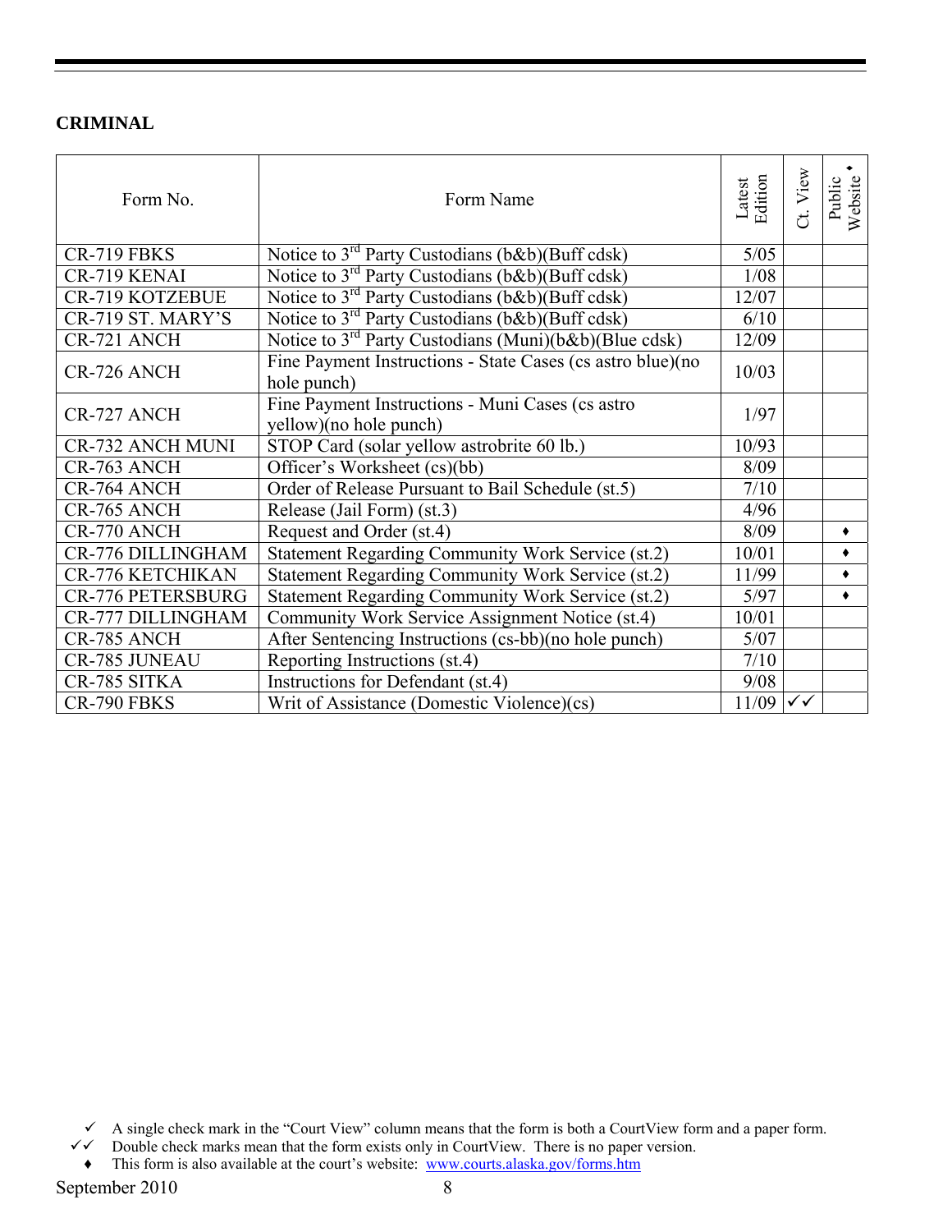## CRIMINAL

| Form No. | Form Name | Latest Edition | Ct. View | Public Website ♦ |
|---|---|---|---|---|
| CR-719 FBKS | Notice to 3rd Party Custodians (b&b)(Buff cdsk) | 5/05 | | |
| CR-719 KENAI | Notice to 3rd Party Custodians (b&b)(Buff cdsk) | 1/08 | | |
| CR-719 KOTZEBUE | Notice to 3rd Party Custodians (b&b)(Buff cdsk) | 12/07 | | |
| CR-719 ST. MARY'S | Notice to 3rd Party Custodians (b&b)(Buff cdsk) | 6/10 | | |
| CR-721 ANCH | Notice to 3rd Party Custodians (Muni)(b&b)(Blue cdsk) | 12/09 | | |
| CR-726 ANCH | Fine Payment Instructions - State Cases (cs astro blue)(no hole punch) | 10/03 | | |
| CR-727 ANCH | Fine Payment Instructions - Muni Cases (cs astro yellow)(no hole punch) | 1/97 | | |
| CR-732 ANCH MUNI | STOP Card (solar yellow astrobrite 60 lb.) | 10/93 | | |
| CR-763 ANCH | Officer's Worksheet (cs)(bb) | 8/09 | | |
| CR-764 ANCH | Order of Release Pursuant to Bail Schedule (st.5) | 7/10 | | |
| CR-765 ANCH | Release (Jail Form) (st.3) | 4/96 | | |
| CR-770 ANCH | Request and Order (st.4) | 8/09 | | ♦ |
| CR-776 DILLINGHAM | Statement Regarding Community Work Service (st.2) | 10/01 | | ♦ |
| CR-776 KETCHIKAN | Statement Regarding Community Work Service (st.2) | 11/99 | | ♦ |
| CR-776 PETERSBURG | Statement Regarding Community Work Service (st.2) | 5/97 | | ♦ |
| CR-777 DILLINGHAM | Community Work Service Assignment Notice (st.4) | 10/01 | | |
| CR-785 ANCH | After Sentencing Instructions (cs-bb)(no hole punch) | 5/07 | | |
| CR-785 JUNEAU | Reporting Instructions (st.4) | 7/10 | | |
| CR-785 SITKA | Instructions for Defendant (st.4) | 9/08 | | |
| CR-790 FBKS | Writ of Assistance (Domestic Violence)(cs) | 11/09 | ✓✓ | |

✓ A single check mark in the "Court View" column means that the form is both a CourtView form and a paper form.
✓✓ Double check marks mean that the form exists only in CourtView. There is no paper version.
♦ This form is also available at the court's website: www.courts.alaska.gov/forms.htm

September 2010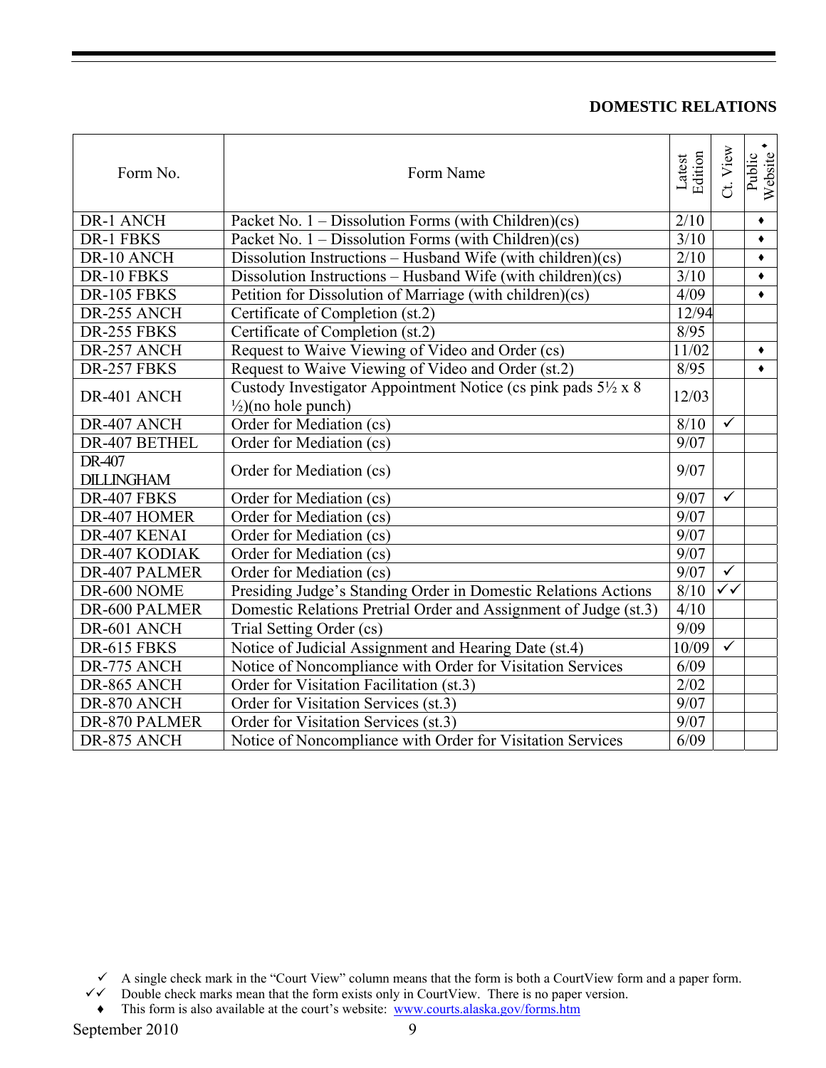## DOMESTIC RELATIONS

| Form No. | Form Name | Latest Edition | Ct. View | Public Website ♦ |
|---|---|---|---|---|
| DR-1 ANCH | Packet No. 1 – Dissolution Forms (with Children)(cs) | 2/10 | | ♦ |
| DR-1 FBKS | Packet No. 1 – Dissolution Forms (with Children)(cs) | 3/10 | | ♦ |
| DR-10 ANCH | Dissolution Instructions – Husband Wife (with children)(cs) | 2/10 | | ♦ |
| DR-10 FBKS | Dissolution Instructions – Husband Wife (with children)(cs) | 3/10 | | ♦ |
| DR-105 FBKS | Petition for Dissolution of Marriage (with children)(cs) | 4/09 | | ♦ |
| DR-255 ANCH | Certificate of Completion (st.2) | 12/94 | | |
| DR-255 FBKS | Certificate of Completion (st.2) | 8/95 | | |
| DR-257 ANCH | Request to Waive Viewing of Video and Order (cs) | 11/02 | | ♦ |
| DR-257 FBKS | Request to Waive Viewing of Video and Order (st.2) | 8/95 | | ♦ |
| DR-401 ANCH | Custody Investigator Appointment Notice (cs pink pads 5½ x 8 ½)(no hole punch) | 12/03 | | |
| DR-407 ANCH | Order for Mediation (cs) | 8/10 | ✓ | |
| DR-407 BETHEL | Order for Mediation (cs) | 9/07 | | |
| DR-407 DILLINGHAM | Order for Mediation (cs) | 9/07 | | |
| DR-407 FBKS | Order for Mediation (cs) | 9/07 | ✓ | |
| DR-407 HOMER | Order for Mediation (cs) | 9/07 | | |
| DR-407 KENAI | Order for Mediation (cs) | 9/07 | | |
| DR-407 KODIAK | Order for Mediation (cs) | 9/07 | | |
| DR-407 PALMER | Order for Mediation (cs) | 9/07 | ✓ | |
| DR-600 NOME | Presiding Judge's Standing Order in Domestic Relations Actions | 8/10 | ✓✓ | |
| DR-600 PALMER | Domestic Relations Pretrial Order and Assignment of Judge (st.3) | 4/10 | | |
| DR-601 ANCH | Trial Setting Order (cs) | 9/09 | | |
| DR-615 FBKS | Notice of Judicial Assignment and Hearing Date (st.4) | 10/09 | ✓ | |
| DR-775 ANCH | Notice of Noncompliance with Order for Visitation Services | 6/09 | | |
| DR-865 ANCH | Order for Visitation Facilitation (st.3) | 2/02 | | |
| DR-870 ANCH | Order for Visitation Services (st.3) | 9/07 | | |
| DR-870 PALMER | Order for Visitation Services (st.3) | 9/07 | | |
| DR-875 ANCH | Notice of Noncompliance with Order for Visitation Services | 6/09 | | |

✓ A single check mark in the "Court View" column means that the form is both a CourtView form and a paper form.
✓✓ Double check marks mean that the form exists only in CourtView. There is no paper version.
♦ This form is also available at the court's website: www.courts.alaska.gov/forms.htm

September 2010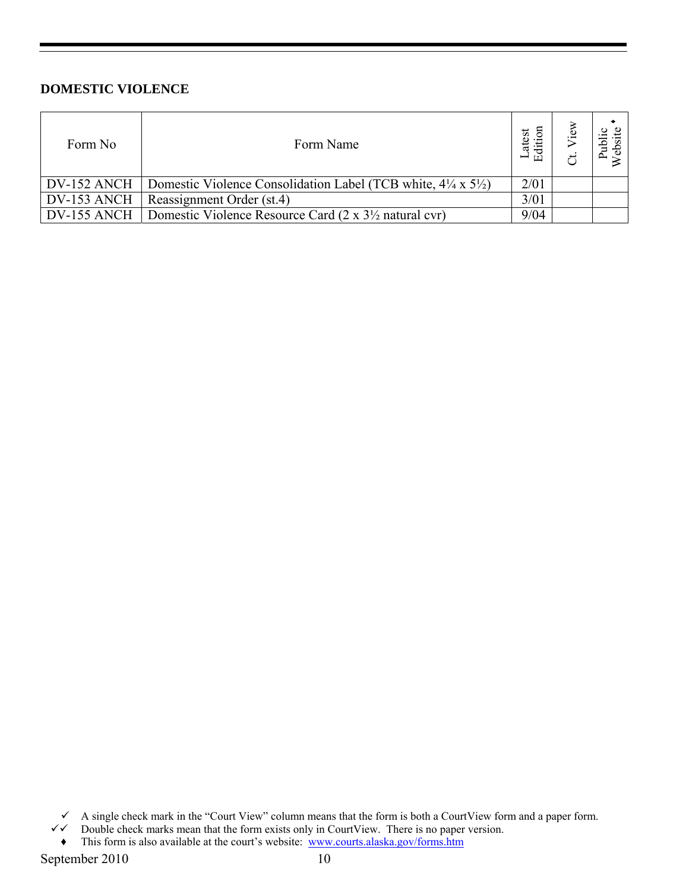## DOMESTIC VIOLENCE

| Form No | Form Name | Latest Edition | Ct. View | Public Website ♦ |
|---|---|---|---|---|
| DV-152 ANCH | Domestic Violence Consolidation Label (TCB white, 4¼ x 5½) | 2/01 | | |
| DV-153 ANCH | Reassignment Order (st.4) | 3/01 | | |
| DV-155 ANCH | Domestic Violence Resource Card (2 x 3½ natural cvr) | 9/04 | | |

✓ A single check mark in the "Court View" column means that the form is both a CourtView form and a paper form.

✓✓ Double check marks mean that the form exists only in CourtView. There is no paper version.

♦ This form is also available at the court's website: www.courts.alaska.gov/forms.htm

September 2010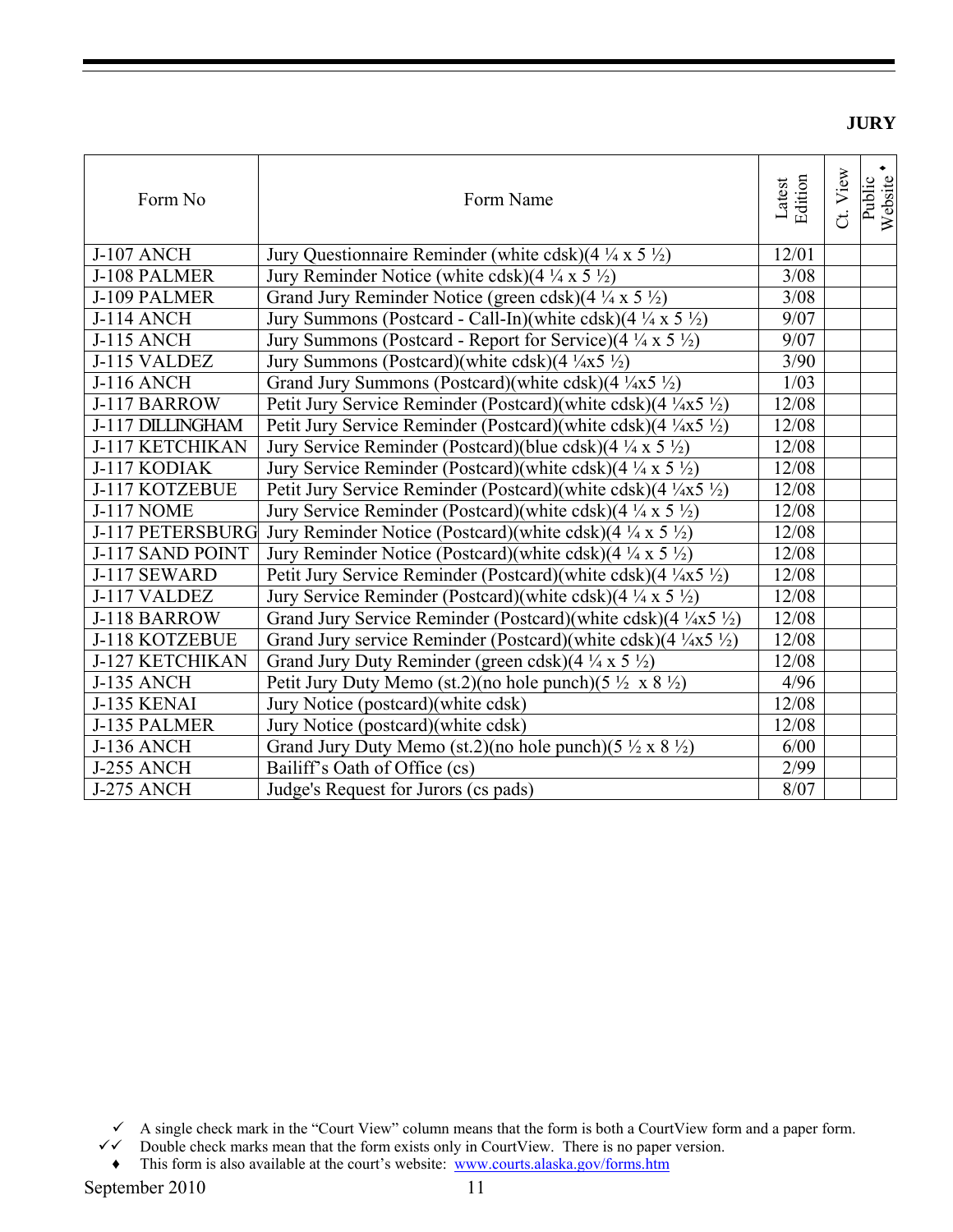**JURY**

| Form No | Form Name | Latest Edition | Ct. View | Public Website ♦ |
|---|---|---|---|---|
| J-107 ANCH | Jury Questionnaire Reminder (white cdsk)(4 ¼ x 5 ½) | 12/01 | | |
| J-108 PALMER | Jury Reminder Notice (white cdsk)(4 ¼ x 5 ½) | 3/08 | | |
| J-109 PALMER | Grand Jury Reminder Notice (green cdsk)(4 ¼ x 5 ½) | 3/08 | | |
| J-114 ANCH | Jury Summons (Postcard - Call-In)(white cdsk)(4 ¼ x 5 ½) | 9/07 | | |
| J-115 ANCH | Jury Summons (Postcard - Report for Service)(4 ¼ x 5 ½) | 9/07 | | |
| J-115 VALDEZ | Jury Summons (Postcard)(white cdsk)(4 ¼x5 ½) | 3/90 | | |
| J-116 ANCH | Grand Jury Summons (Postcard)(white cdsk)(4 ¼x5 ½) | 1/03 | | |
| J-117 BARROW | Petit Jury Service Reminder (Postcard)(white cdsk)(4 ¼x5 ½) | 12/08 | | |
| J-117 DILLINGHAM | Petit Jury Service Reminder (Postcard)(white cdsk)(4 ¼x5 ½) | 12/08 | | |
| J-117 KETCHIKAN | Jury Service Reminder (Postcard)(blue cdsk)(4 ¼ x 5 ½) | 12/08 | | |
| J-117 KODIAK | Jury Service Reminder (Postcard)(white cdsk)(4 ¼ x 5 ½) | 12/08 | | |
| J-117 KOTZEBUE | Petit Jury Service Reminder (Postcard)(white cdsk)(4 ¼x5 ½) | 12/08 | | |
| J-117 NOME | Jury Service Reminder (Postcard)(white cdsk)(4 ¼ x 5 ½) | 12/08 | | |
| J-117 PETERSBURG | Jury Reminder Notice (Postcard)(white cdsk)(4 ¼ x 5 ½) | 12/08 | | |
| J-117 SAND POINT | Jury Reminder Notice (Postcard)(white cdsk)(4 ¼ x 5 ½) | 12/08 | | |
| J-117 SEWARD | Petit Jury Service Reminder (Postcard)(white cdsk)(4 ¼x5 ½) | 12/08 | | |
| J-117 VALDEZ | Jury Service Reminder (Postcard)(white cdsk)(4 ¼ x 5 ½) | 12/08 | | |
| J-118 BARROW | Grand Jury Service Reminder (Postcard)(white cdsk)(4 ¼x5 ½) | 12/08 | | |
| J-118 KOTZEBUE | Grand Jury service Reminder (Postcard)(white cdsk)(4 ¼x5 ½) | 12/08 | | |
| J-127 KETCHIKAN | Grand Jury Duty Reminder (green cdsk)(4 ¼ x 5 ½) | 12/08 | | |
| J-135 ANCH | Petit Jury Duty Memo (st.2)(no hole punch)(5 ½ x 8 ½) | 4/96 | | |
| J-135 KENAI | Jury Notice (postcard)(white cdsk) | 12/08 | | |
| J-135 PALMER | Jury Notice (postcard)(white cdsk) | 12/08 | | |
| J-136 ANCH | Grand Jury Duty Memo (st.2)(no hole punch)(5 ½ x 8 ½) | 6/00 | | |
| J-255 ANCH | Bailiff's Oath of Office (cs) | 2/99 | | |
| J-275 ANCH | Judge's Request for Jurors (cs pads) | 8/07 | | |

- ✓ A single check mark in the "Court View" column means that the form is both a CourtView form and a paper form.
- ✓✓ Double check marks mean that the form exists only in CourtView. There is no paper version.
- ♦ This form is also available at the court's website: www.courts.alaska.gov/forms.htm

September 2010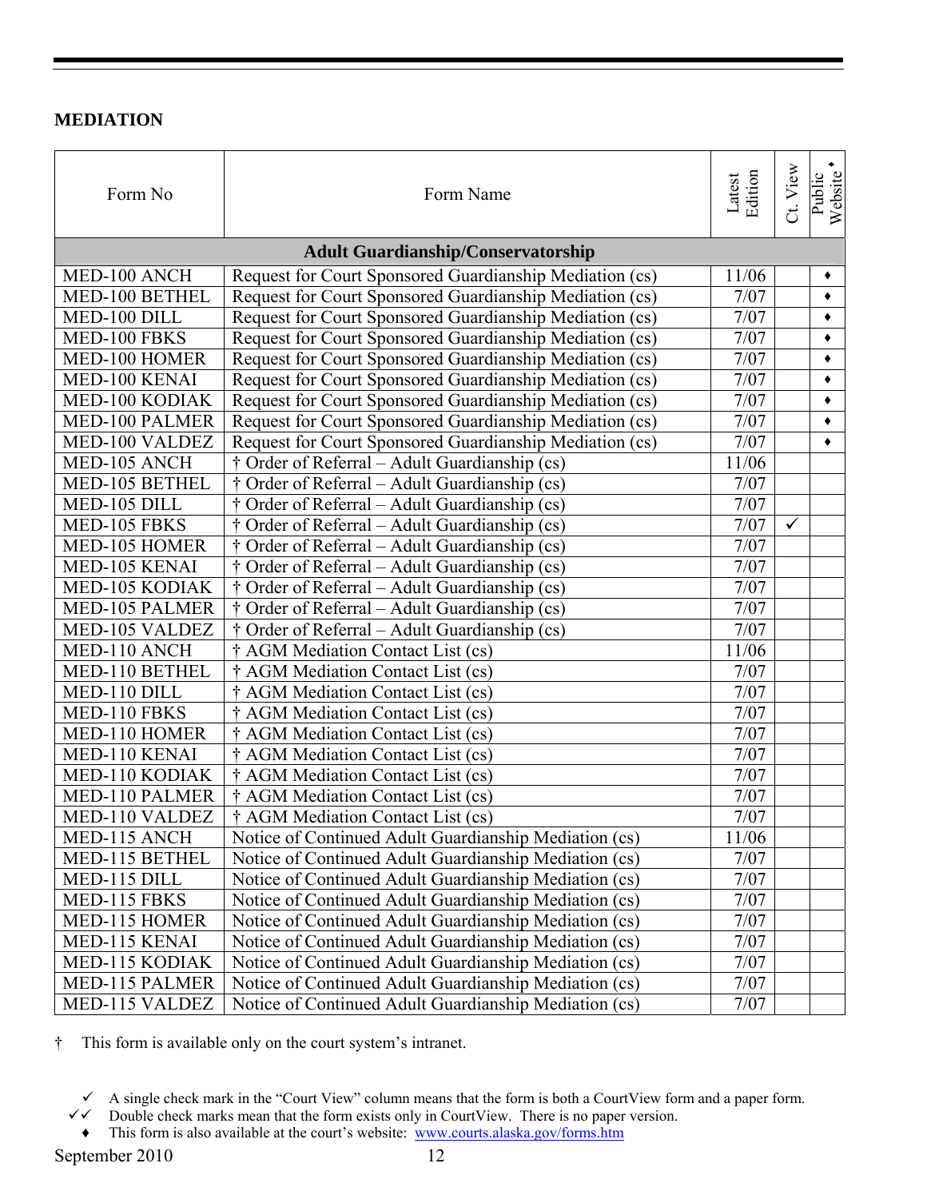## MEDIATION

| Form No | Form Name | Latest Edition | Ct. View | Public Website ♦ |
|---|---|---|---|---|
| **Adult Guardianship/Conservatorship** | | | | |
| MED-100 ANCH | Request for Court Sponsored Guardianship Mediation (cs) | 11/06 | | ♦ |
| MED-100 BETHEL | Request for Court Sponsored Guardianship Mediation (cs) | 7/07 | | ♦ |
| MED-100 DILL | Request for Court Sponsored Guardianship Mediation (cs) | 7/07 | | ♦ |
| MED-100 FBKS | Request for Court Sponsored Guardianship Mediation (cs) | 7/07 | | ♦ |
| MED-100 HOMER | Request for Court Sponsored Guardianship Mediation (cs) | 7/07 | | ♦ |
| MED-100 KENAI | Request for Court Sponsored Guardianship Mediation (cs) | 7/07 | | ♦ |
| MED-100 KODIAK | Request for Court Sponsored Guardianship Mediation (cs) | 7/07 | | ♦ |
| MED-100 PALMER | Request for Court Sponsored Guardianship Mediation (cs) | 7/07 | | ♦ |
| MED-100 VALDEZ | Request for Court Sponsored Guardianship Mediation (cs) | 7/07 | | ♦ |
| MED-105 ANCH | † Order of Referral – Adult Guardianship (cs) | 11/06 | | |
| MED-105 BETHEL | † Order of Referral – Adult Guardianship (cs) | 7/07 | | |
| MED-105 DILL | † Order of Referral – Adult Guardianship (cs) | 7/07 | | |
| MED-105 FBKS | † Order of Referral – Adult Guardianship (cs) | 7/07 | ✓ | |
| MED-105 HOMER | † Order of Referral – Adult Guardianship (cs) | 7/07 | | |
| MED-105 KENAI | † Order of Referral – Adult Guardianship (cs) | 7/07 | | |
| MED-105 KODIAK | † Order of Referral – Adult Guardianship (cs) | 7/07 | | |
| MED-105 PALMER | † Order of Referral – Adult Guardianship (cs) | 7/07 | | |
| MED-105 VALDEZ | † Order of Referral – Adult Guardianship (cs) | 7/07 | | |
| MED-110 ANCH | † AGM Mediation Contact List (cs) | 11/06 | | |
| MED-110 BETHEL | † AGM Mediation Contact List (cs) | 7/07 | | |
| MED-110 DILL | † AGM Mediation Contact List (cs) | 7/07 | | |
| MED-110 FBKS | † AGM Mediation Contact List (cs) | 7/07 | | |
| MED-110 HOMER | † AGM Mediation Contact List (cs) | 7/07 | | |
| MED-110 KENAI | † AGM Mediation Contact List (cs) | 7/07 | | |
| MED-110 KODIAK | † AGM Mediation Contact List (cs) | 7/07 | | |
| MED-110 PALMER | † AGM Mediation Contact List (cs) | 7/07 | | |
| MED-110 VALDEZ | † AGM Mediation Contact List (cs) | 7/07 | | |
| MED-115 ANCH | Notice of Continued Adult Guardianship Mediation (cs) | 11/06 | | |
| MED-115 BETHEL | Notice of Continued Adult Guardianship Mediation (cs) | 7/07 | | |
| MED-115 DILL | Notice of Continued Adult Guardianship Mediation (cs) | 7/07 | | |
| MED-115 FBKS | Notice of Continued Adult Guardianship Mediation (cs) | 7/07 | | |
| MED-115 HOMER | Notice of Continued Adult Guardianship Mediation (cs) | 7/07 | | |
| MED-115 KENAI | Notice of Continued Adult Guardianship Mediation (cs) | 7/07 | | |
| MED-115 KODIAK | Notice of Continued Adult Guardianship Mediation (cs) | 7/07 | | |
| MED-115 PALMER | Notice of Continued Adult Guardianship Mediation (cs) | 7/07 | | |
| MED-115 VALDEZ | Notice of Continued Adult Guardianship Mediation (cs) | 7/07 | | |

† This form is available only on the court system's intranet.

- ✓ A single check mark in the "Court View" column means that the form is both a CourtView form and a paper form.
- ✓✓ Double check marks mean that the form exists only in CourtView. There is no paper version.
- ♦ This form is also available at the court's website: www.courts.alaska.gov/forms.htm

September 2010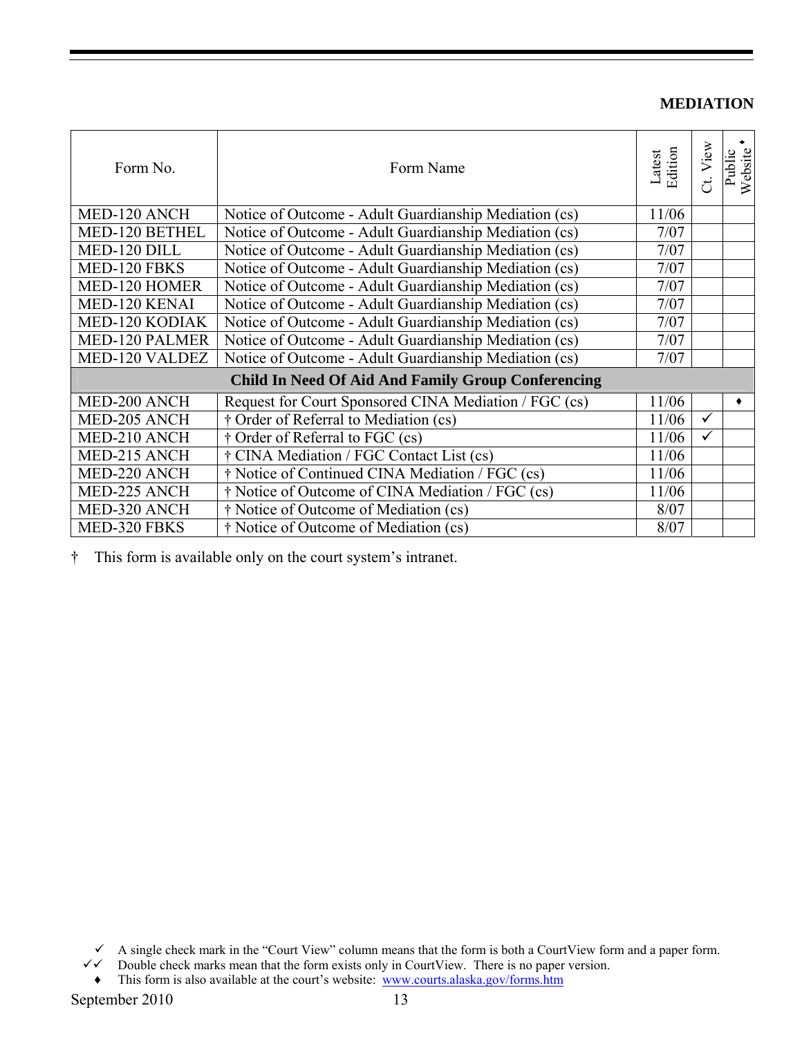## MEDIATION

| Form No. | Form Name | Latest Edition | Ct. View | Public Website ♦ |
|---|---|---|---|---|
| MED-120 ANCH | Notice of Outcome - Adult Guardianship Mediation (cs) | 11/06 | | |
| MED-120 BETHEL | Notice of Outcome - Adult Guardianship Mediation (cs) | 7/07 | | |
| MED-120 DILL | Notice of Outcome - Adult Guardianship Mediation (cs) | 7/07 | | |
| MED-120 FBKS | Notice of Outcome - Adult Guardianship Mediation (cs) | 7/07 | | |
| MED-120 HOMER | Notice of Outcome - Adult Guardianship Mediation (cs) | 7/07 | | |
| MED-120 KENAI | Notice of Outcome - Adult Guardianship Mediation (cs) | 7/07 | | |
| MED-120 KODIAK | Notice of Outcome - Adult Guardianship Mediation (cs) | 7/07 | | |
| MED-120 PALMER | Notice of Outcome - Adult Guardianship Mediation (cs) | 7/07 | | |
| MED-120 VALDEZ | Notice of Outcome - Adult Guardianship Mediation (cs) | 7/07 | | |
| **Child In Need Of Aid And Family Group Conferencing** | | | | |
| MED-200 ANCH | Request for Court Sponsored CINA Mediation / FGC (cs) | 11/06 | | ♦ |
| MED-205 ANCH | † Order of Referral to Mediation (cs) | 11/06 | ✓ | |
| MED-210 ANCH | † Order of Referral to FGC (cs) | 11/06 | ✓ | |
| MED-215 ANCH | † CINA Mediation / FGC Contact List (cs) | 11/06 | | |
| MED-220 ANCH | † Notice of Continued CINA Mediation / FGC (cs) | 11/06 | | |
| MED-225 ANCH | † Notice of Outcome of CINA Mediation / FGC (cs) | 11/06 | | |
| MED-320 ANCH | † Notice of Outcome of Mediation (cs) | 8/07 | | |
| MED-320 FBKS | † Notice of Outcome of Mediation (cs) | 8/07 | | |

† This form is available only on the court system's intranet.

✓ A single check mark in the "Court View" column means that the form is both a CourtView form and a paper form.
✓✓ Double check marks mean that the form exists only in CourtView. There is no paper version.
♦ This form is also available at the court's website: www.courts.alaska.gov/forms.htm

September 2010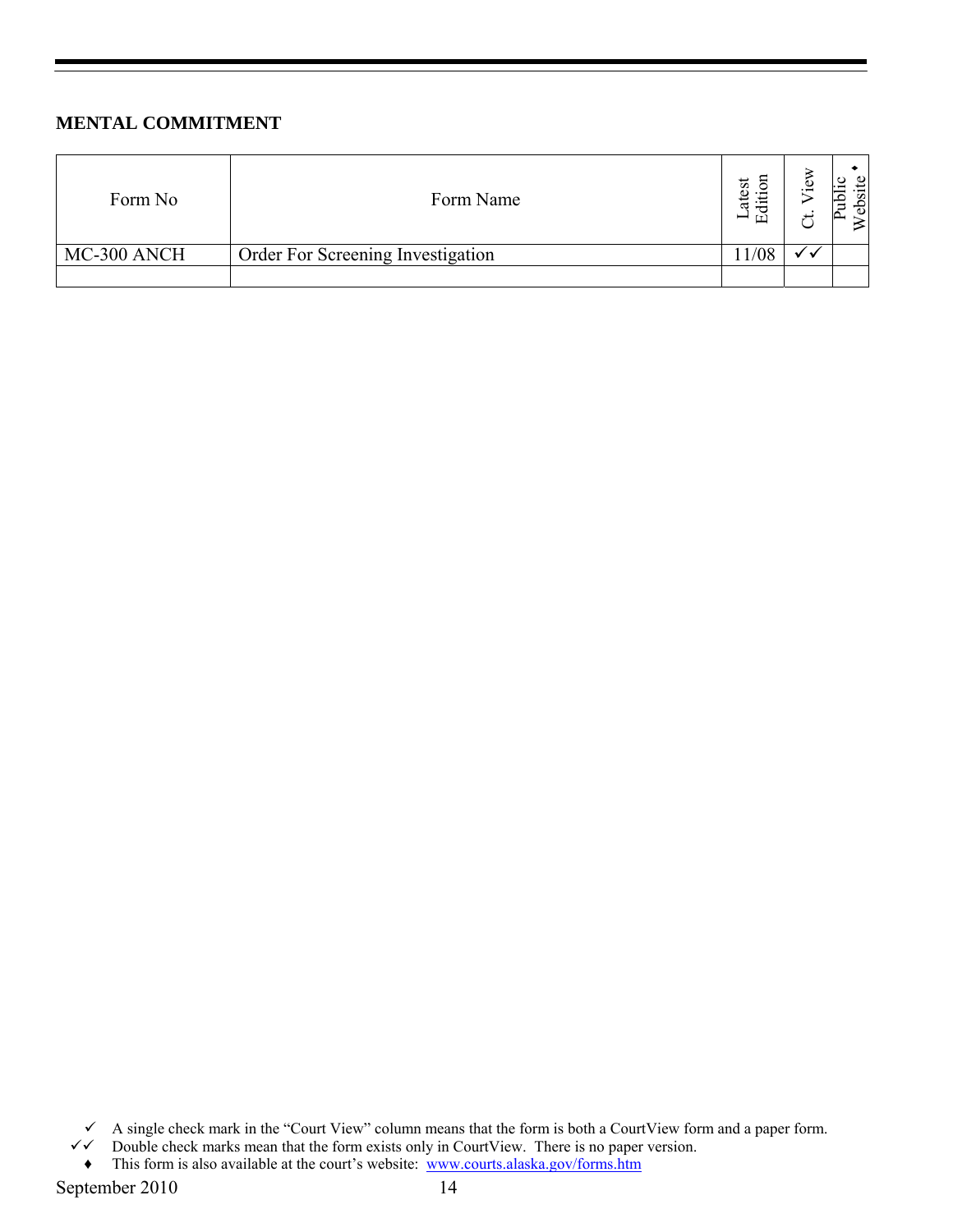## MENTAL COMMITMENT

| Form No | Form Name | Latest Edition | Ct. View | Public Website ♦ |
|---|---|---|---|---|
| MC-300 ANCH | Order For Screening Investigation | 11/08 | ✓✓ | |
| | | | | |

✓ A single check mark in the "Court View" column means that the form is both a CourtView form and a paper form.
✓✓ Double check marks mean that the form exists only in CourtView. There is no paper version.
♦ This form is also available at the court's website: www.courts.alaska.gov/forms.htm

September 2010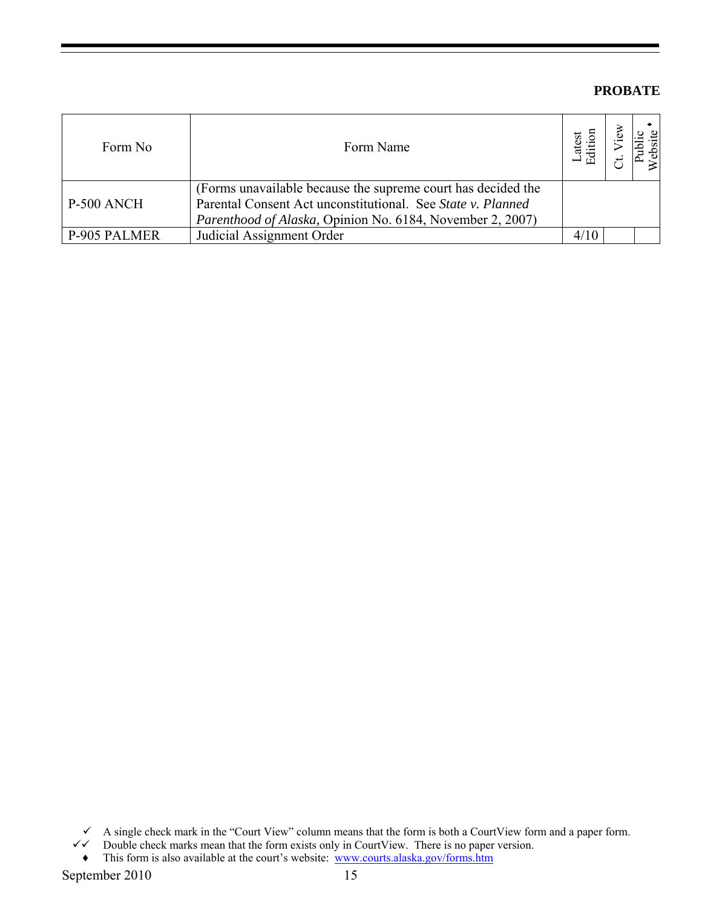**PROBATE**

| Form No | Form Name | Latest Edition | Ct. View | Public Website ♦ |
|---|---|---|---|---|
| P-500 ANCH | (Forms unavailable because the supreme court has decided the Parental Consent Act unconstitutional. See *State v. Planned Parenthood of Alaska,* Opinion No. 6184, November 2, 2007) | | | |
| P-905 PALMER | Judicial Assignment Order | 4/10 | | |

✓ A single check mark in the "Court View" column means that the form is both a CourtView form and a paper form.
✓✓ Double check marks mean that the form exists only in CourtView. There is no paper version.
♦ This form is also available at the court's website: www.courts.alaska.gov/forms.htm

September 2010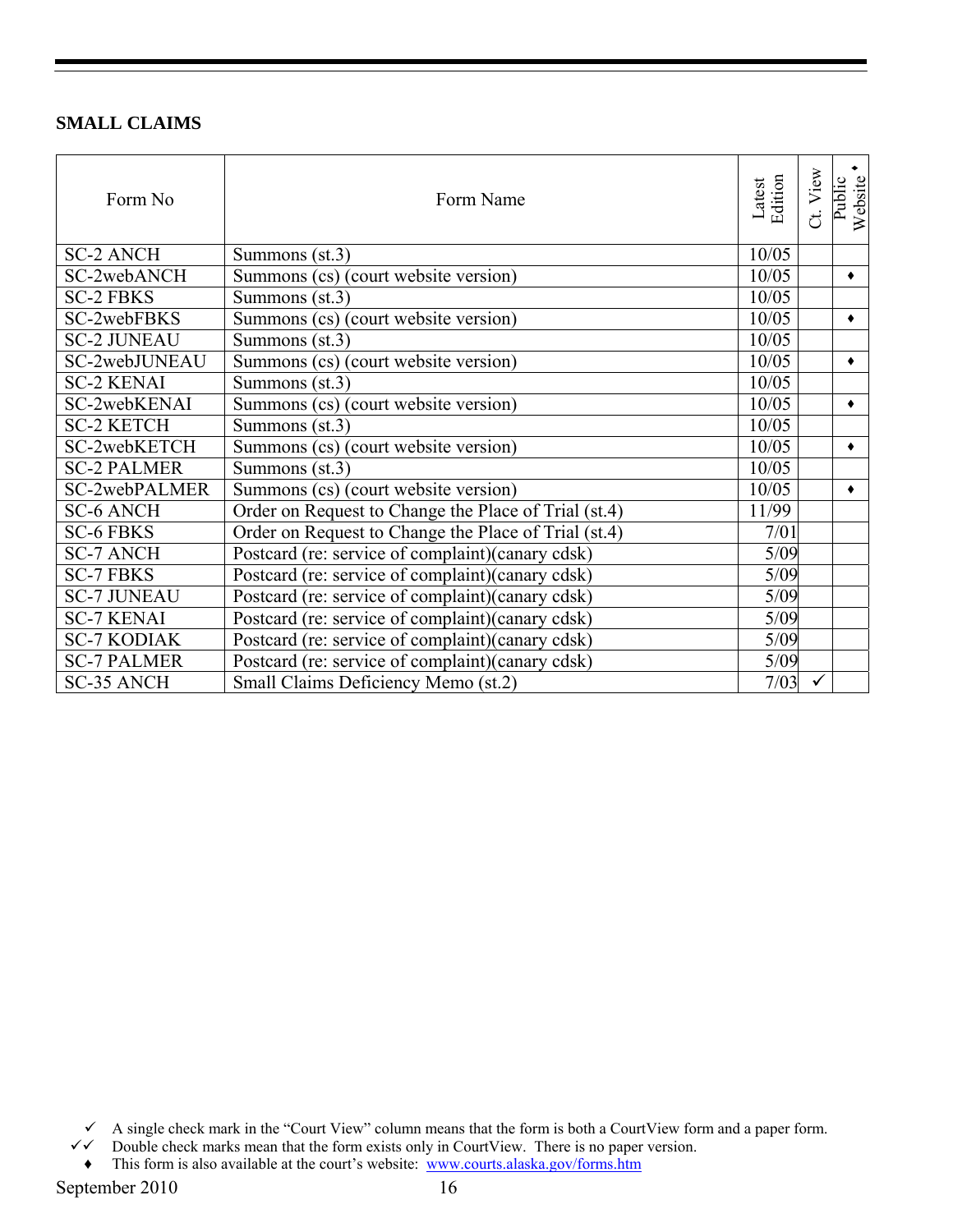**SMALL CLAIMS**

| Form No | Form Name | Latest Edition | Ct. View | Public Website ♦ |
|---|---|---|---|---|
| SC-2 ANCH | Summons (st.3) | 10/05 | | |
| SC-2webANCH | Summons (cs) (court website version) | 10/05 | | ♦ |
| SC-2 FBKS | Summons (st.3) | 10/05 | | |
| SC-2webFBKS | Summons (cs) (court website version) | 10/05 | | ♦ |
| SC-2 JUNEAU | Summons (st.3) | 10/05 | | |
| SC-2webJUNEAU | Summons (cs) (court website version) | 10/05 | | ♦ |
| SC-2 KENAI | Summons (st.3) | 10/05 | | |
| SC-2webKENAI | Summons (cs) (court website version) | 10/05 | | ♦ |
| SC-2 KETCH | Summons (st.3) | 10/05 | | |
| SC-2webKETCH | Summons (cs) (court website version) | 10/05 | | ♦ |
| SC-2 PALMER | Summons (st.3) | 10/05 | | |
| SC-2webPALMER | Summons (cs) (court website version) | 10/05 | | ♦ |
| SC-6 ANCH | Order on Request to Change the Place of Trial (st.4) | 11/99 | | |
| SC-6 FBKS | Order on Request to Change the Place of Trial (st.4) | 7/01 | | |
| SC-7 ANCH | Postcard (re: service of complaint)(canary cdsk) | 5/09 | | |
| SC-7 FBKS | Postcard (re: service of complaint)(canary cdsk) | 5/09 | | |
| SC-7 JUNEAU | Postcard (re: service of complaint)(canary cdsk) | 5/09 | | |
| SC-7 KENAI | Postcard (re: service of complaint)(canary cdsk) | 5/09 | | |
| SC-7 KODIAK | Postcard (re: service of complaint)(canary cdsk) | 5/09 | | |
| SC-7 PALMER | Postcard (re: service of complaint)(canary cdsk) | 5/09 | | |
| SC-35 ANCH | Small Claims Deficiency Memo (st.2) | 7/03 | ✓ | |

✓ A single check mark in the "Court View" column means that the form is both a CourtView form and a paper form.

✓✓ Double check marks mean that the form exists only in CourtView. There is no paper version.

♦ This form is also available at the court's website: www.courts.alaska.gov/forms.htm

September 2010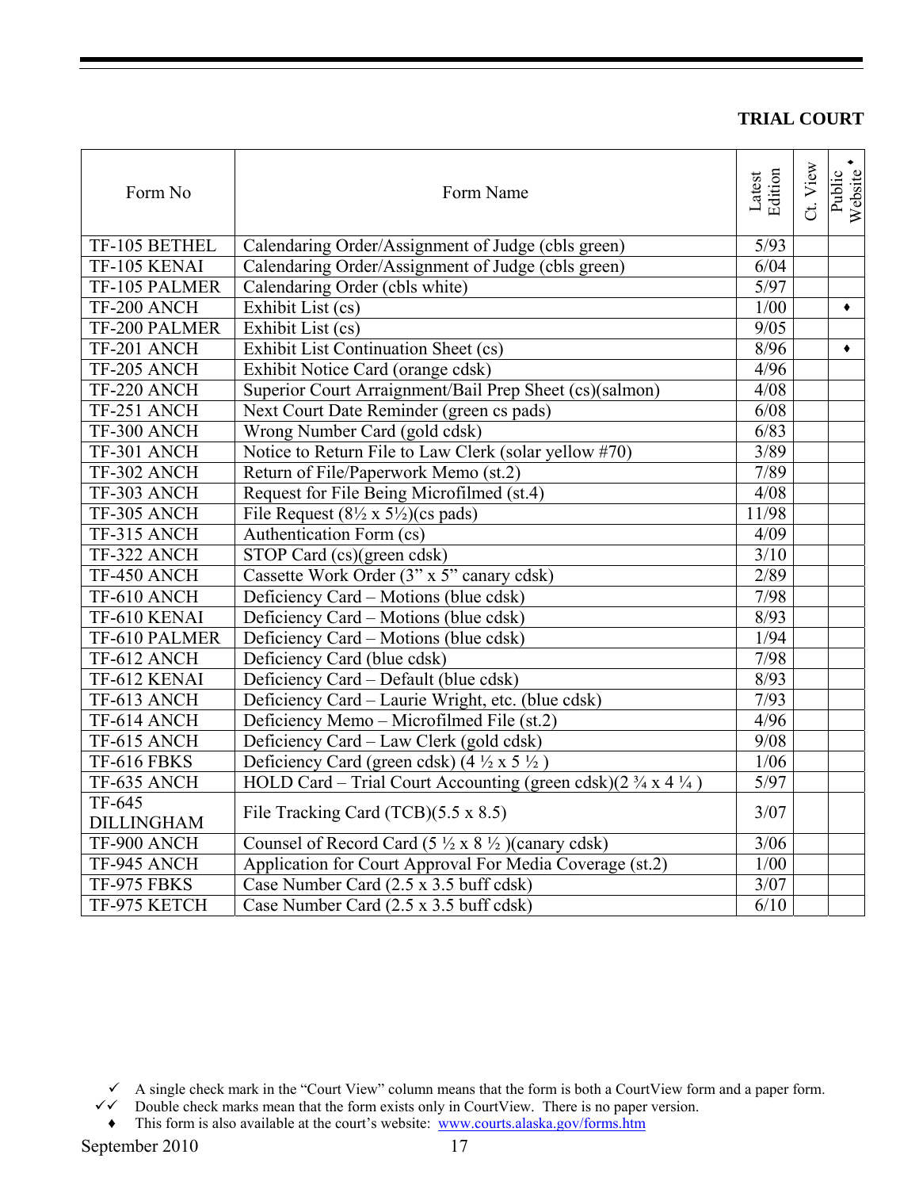**TRIAL COURT**

| Form No | Form Name | Latest Edition | Ct. View | Public Website ♦ |
|---|---|---|---|---|
| TF-105 BETHEL | Calendaring Order/Assignment of Judge (cbls green) | 5/93 | | |
| TF-105 KENAI | Calendaring Order/Assignment of Judge (cbls green) | 6/04 | | |
| TF-105 PALMER | Calendaring Order (cbls white) | 5/97 | | |
| TF-200 ANCH | Exhibit List (cs) | 1/00 | | ♦ |
| TF-200 PALMER | Exhibit List (cs) | 9/05 | | |
| TF-201 ANCH | Exhibit List Continuation Sheet (cs) | 8/96 | | ♦ |
| TF-205 ANCH | Exhibit Notice Card (orange cdsk) | 4/96 | | |
| TF-220 ANCH | Superior Court Arraignment/Bail Prep Sheet (cs)(salmon) | 4/08 | | |
| TF-251 ANCH | Next Court Date Reminder (green cs pads) | 6/08 | | |
| TF-300 ANCH | Wrong Number Card (gold cdsk) | 6/83 | | |
| TF-301 ANCH | Notice to Return File to Law Clerk (solar yellow #70) | 3/89 | | |
| TF-302 ANCH | Return of File/Paperwork Memo (st.2) | 7/89 | | |
| TF-303 ANCH | Request for File Being Microfilmed (st.4) | 4/08 | | |
| TF-305 ANCH | File Request (8½ x 5½)(cs pads) | 11/98 | | |
| TF-315 ANCH | Authentication Form (cs) | 4/09 | | |
| TF-322 ANCH | STOP Card (cs)(green cdsk) | 3/10 | | |
| TF-450 ANCH | Cassette Work Order (3" x 5" canary cdsk) | 2/89 | | |
| TF-610 ANCH | Deficiency Card – Motions (blue cdsk) | 7/98 | | |
| TF-610 KENAI | Deficiency Card – Motions (blue cdsk) | 8/93 | | |
| TF-610 PALMER | Deficiency Card – Motions (blue cdsk) | 1/94 | | |
| TF-612 ANCH | Deficiency Card (blue cdsk) | 7/98 | | |
| TF-612 KENAI | Deficiency Card – Default (blue cdsk) | 8/93 | | |
| TF-613 ANCH | Deficiency Card – Laurie Wright, etc. (blue cdsk) | 7/93 | | |
| TF-614 ANCH | Deficiency Memo – Microfilmed File (st.2) | 4/96 | | |
| TF-615 ANCH | Deficiency Card – Law Clerk (gold cdsk) | 9/08 | | |
| TF-616 FBKS | Deficiency Card (green cdsk) (4 ½ x 5 ½ ) | 1/06 | | |
| TF-635 ANCH | HOLD Card – Trial Court Accounting (green cdsk)(2 ¾ x 4 ¼ ) | 5/97 | | |
| TF-645 DILLINGHAM | File Tracking Card (TCB)(5.5 x 8.5) | 3/07 | | |
| TF-900 ANCH | Counsel of Record Card (5 ½ x 8 ½ )(canary cdsk) | 3/06 | | |
| TF-945 ANCH | Application for Court Approval For Media Coverage (st.2) | 1/00 | | |
| TF-975 FBKS | Case Number Card (2.5 x 3.5 buff cdsk) | 3/07 | | |
| TF-975 KETCH | Case Number Card (2.5 x 3.5 buff cdsk) | 6/10 | | |

- ✓ A single check mark in the "Court View" column means that the form is both a CourtView form and a paper form.
- ✓✓ Double check marks mean that the form exists only in CourtView. There is no paper version.
- ♦ This form is also available at the court's website: www.courts.alaska.gov/forms.htm

September 2010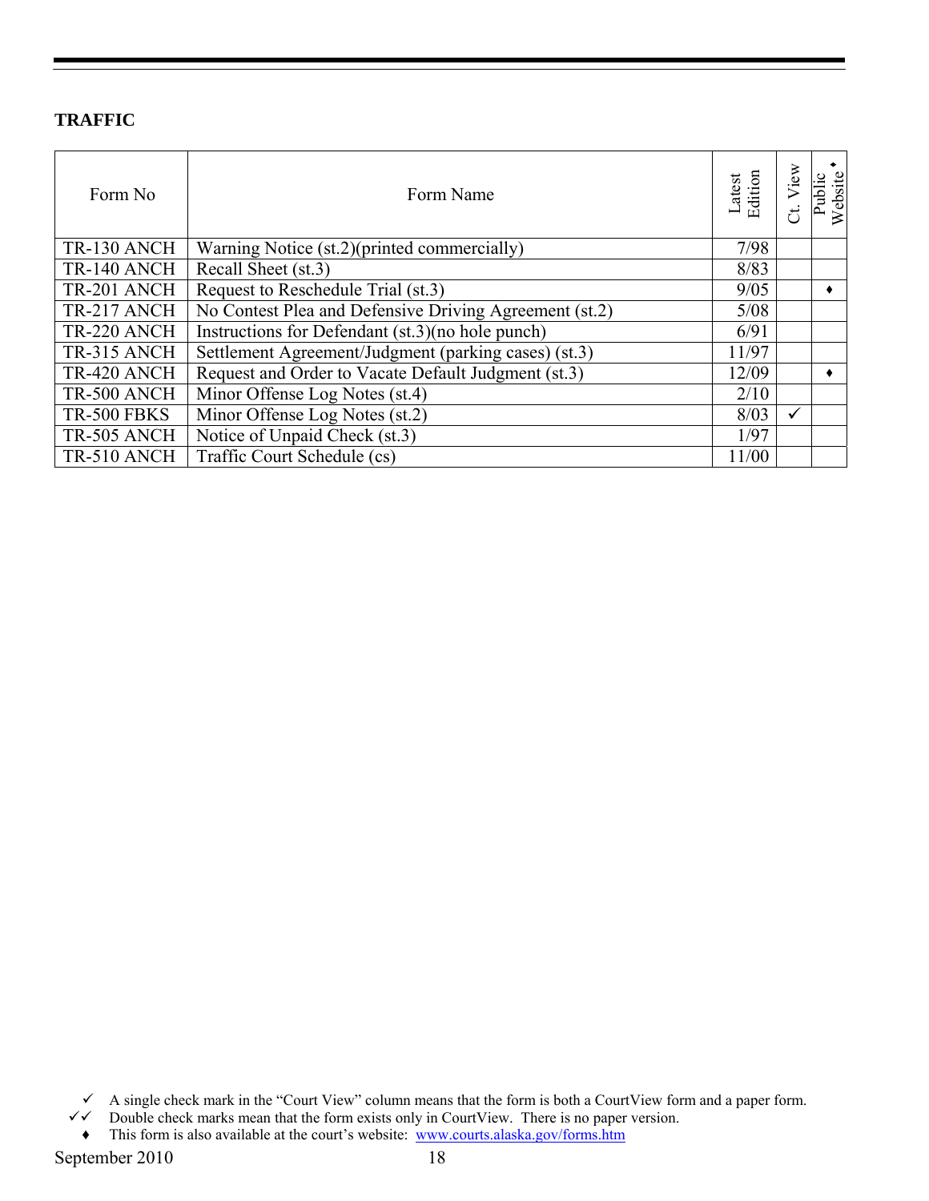**TRAFFIC**

| Form No | Form Name | Latest Edition | Ct. View | Public Website ♦ |
|---|---|---|---|---|
| TR-130 ANCH | Warning Notice (st.2)(printed commercially) | 7/98 | | |
| TR-140 ANCH | Recall Sheet (st.3) | 8/83 | | |
| TR-201 ANCH | Request to Reschedule Trial (st.3) | 9/05 | | ♦ |
| TR-217 ANCH | No Contest Plea and Defensive Driving Agreement (st.2) | 5/08 | | |
| TR-220 ANCH | Instructions for Defendant (st.3)(no hole punch) | 6/91 | | |
| TR-315 ANCH | Settlement Agreement/Judgment (parking cases) (st.3) | 11/97 | | |
| TR-420 ANCH | Request and Order to Vacate Default Judgment (st.3) | 12/09 | | ♦ |
| TR-500 ANCH | Minor Offense Log Notes (st.4) | 2/10 | | |
| TR-500 FBKS | Minor Offense Log Notes (st.2) | 8/03 | ✓ | |
| TR-505 ANCH | Notice of Unpaid Check (st.3) | 1/97 | | |
| TR-510 ANCH | Traffic Court Schedule (cs) | 11/00 | | |

✓ A single check mark in the "Court View" column means that the form is both a CourtView form and a paper form.
✓✓ Double check marks mean that the form exists only in CourtView. There is no paper version.
♦ This form is also available at the court's website: www.courts.alaska.gov/forms.htm

September 2010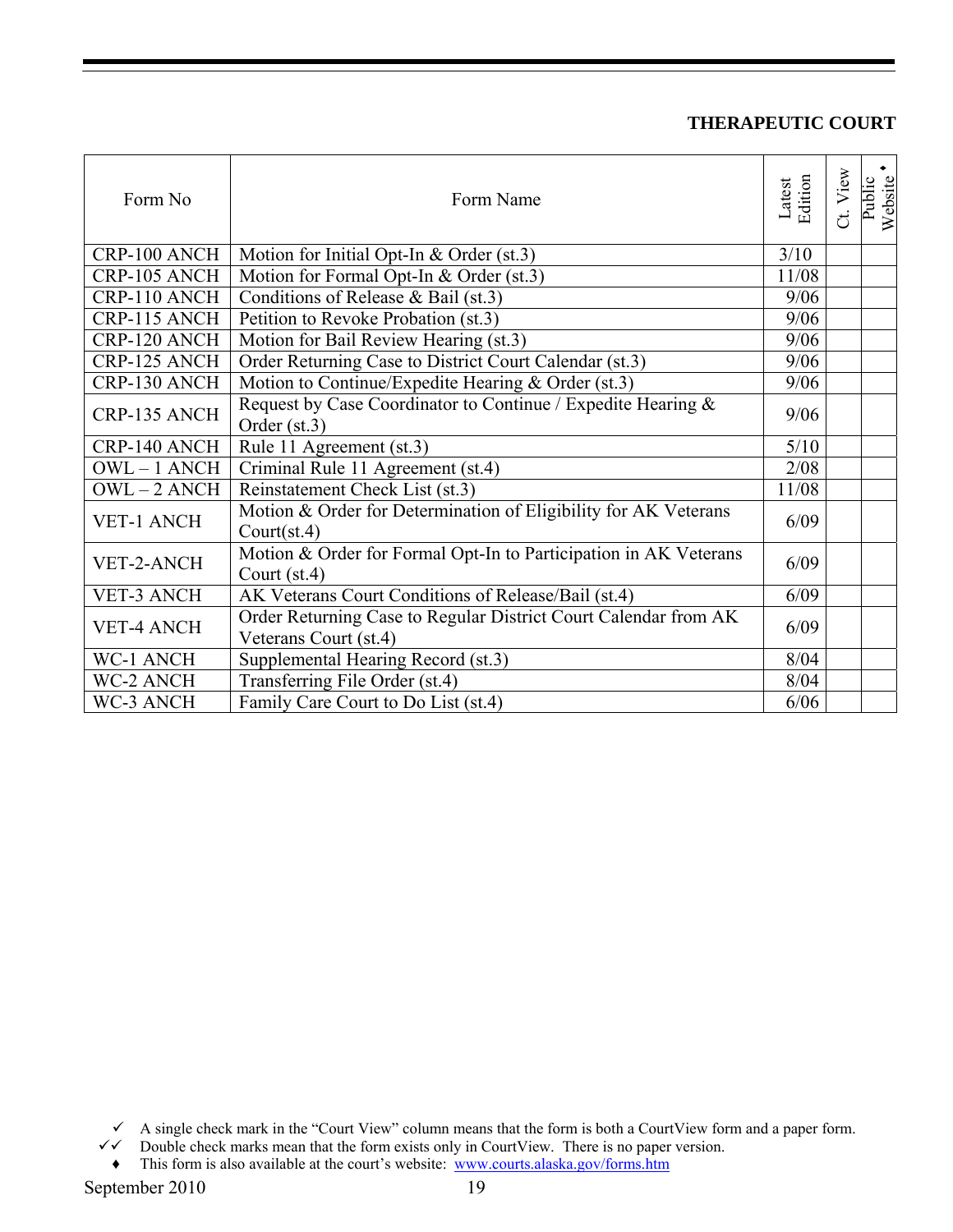**THERAPEUTIC COURT**

| Form No | Form Name | Latest Edition | Ct. View | Public Website ♦ |
|---|---|---|---|---|
| CRP-100 ANCH | Motion for Initial Opt-In & Order (st.3) | 3/10 | | |
| CRP-105 ANCH | Motion for Formal Opt-In & Order (st.3) | 11/08 | | |
| CRP-110 ANCH | Conditions of Release & Bail (st.3) | 9/06 | | |
| CRP-115 ANCH | Petition to Revoke Probation (st.3) | 9/06 | | |
| CRP-120 ANCH | Motion for Bail Review Hearing (st.3) | 9/06 | | |
| CRP-125 ANCH | Order Returning Case to District Court Calendar (st.3) | 9/06 | | |
| CRP-130 ANCH | Motion to Continue/Expedite Hearing & Order (st.3) | 9/06 | | |
| CRP-135 ANCH | Request by Case Coordinator to Continue / Expedite Hearing & Order (st.3) | 9/06 | | |
| CRP-140 ANCH | Rule 11 Agreement (st.3) | 5/10 | | |
| OWL – 1 ANCH | Criminal Rule 11 Agreement (st.4) | 2/08 | | |
| OWL – 2 ANCH | Reinstatement Check List (st.3) | 11/08 | | |
| VET-1 ANCH | Motion & Order for Determination of Eligibility for AK Veterans Court(st.4) | 6/09 | | |
| VET-2-ANCH | Motion & Order for Formal Opt-In to Participation in AK Veterans Court (st.4) | 6/09 | | |
| VET-3 ANCH | AK Veterans Court Conditions of Release/Bail (st.4) | 6/09 | | |
| VET-4 ANCH | Order Returning Case to Regular District Court Calendar from AK Veterans Court (st.4) | 6/09 | | |
| WC-1 ANCH | Supplemental Hearing Record (st.3) | 8/04 | | |
| WC-2 ANCH | Transferring File Order (st.4) | 8/04 | | |
| WC-3 ANCH | Family Care Court to Do List (st.4) | 6/06 | | |

✓ A single check mark in the "Court View" column means that the form is both a CourtView form and a paper form.
✓✓ Double check marks mean that the form exists only in CourtView. There is no paper version.
♦ This form is also available at the court's website: www.courts.alaska.gov/forms.htm

September 2010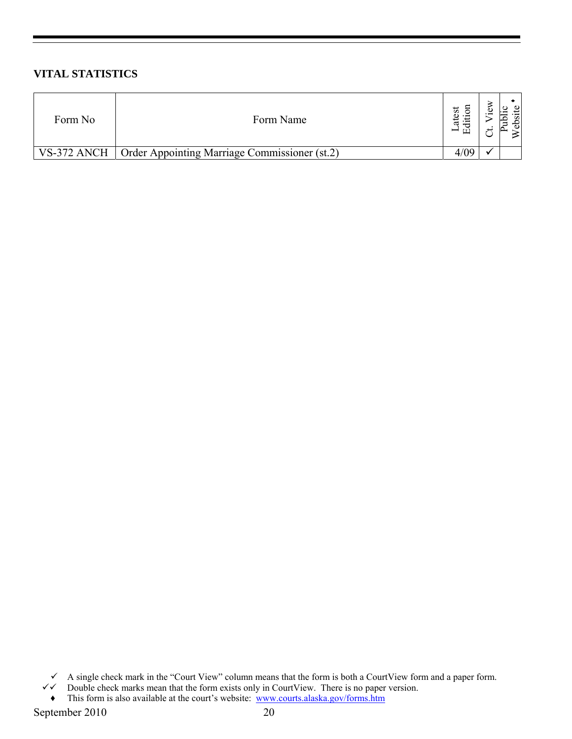**VITAL STATISTICS**

| Form No | Form Name | Latest Edition | Ct. View | Public Website ♦ |
|---|---|---|---|---|
| VS-372 ANCH | Order Appointing Marriage Commissioner (st.2) | 4/09 | ✓ | |

✓ A single check mark in the "Court View" column means that the form is both a CourtView form and a paper form.
✓✓ Double check marks mean that the form exists only in CourtView. There is no paper version.
♦ This form is also available at the court's website: www.courts.alaska.gov/forms.htm

September 2010